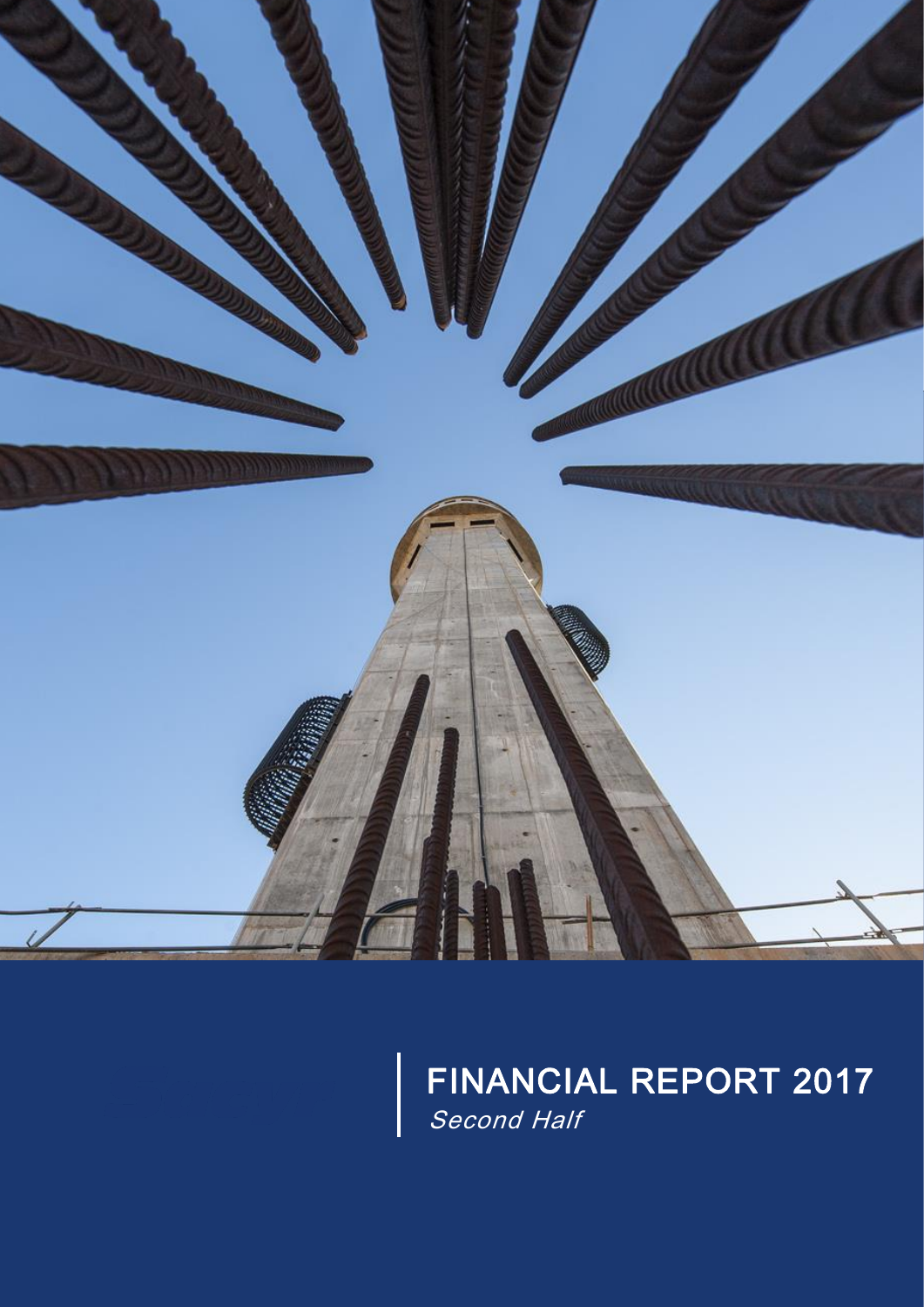# FINANCIAL REPORT 2017

*Second Half*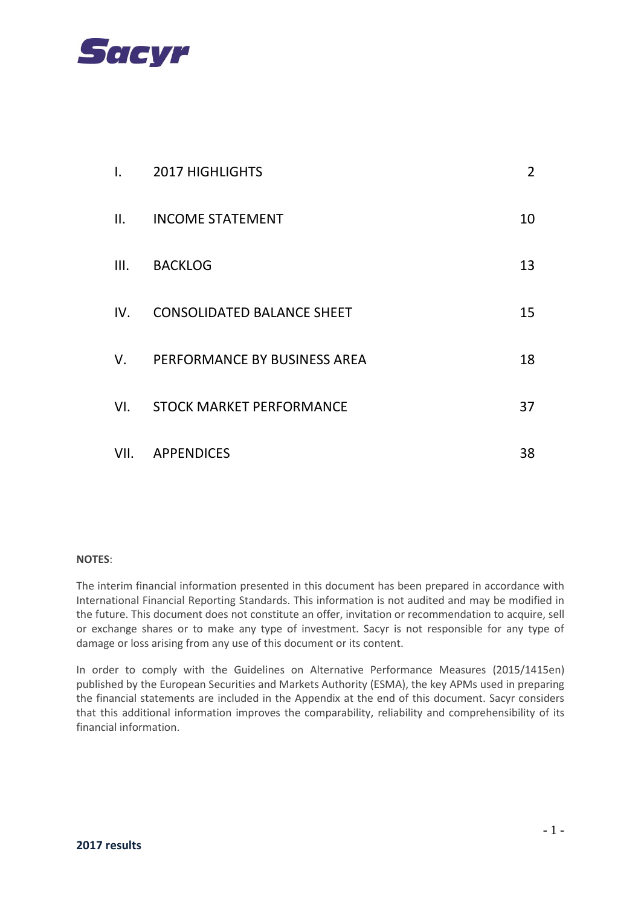| | | |
|---|---|---|
| I. | 2017 HIGHLIGHTS | 2 |
| II. | INCOME STATEMENT | 10 |
| III. | BACKLOG | 13 |
| IV. | CONSOLIDATED BALANCE SHEET | 15 |
| V. | PERFORMANCE BY BUSINESS AREA | 18 |
| VI. | STOCK MARKET PERFORMANCE | 37 |
| VII. | APPENDICES | 38 |

**NOTES**:

The interim financial information presented in this document has been prepared in accordance with International Financial Reporting Standards. This information is not audited and may be modified in the future. This document does not constitute an offer, invitation or recommendation to acquire, sell or exchange shares or to make any type of investment. Sacyr is not responsible for any type of damage or loss arising from any use of this document or its content.

In order to comply with the Guidelines on Alternative Performance Measures (2015/1415en) published by the European Securities and Markets Authority (ESMA), the key APMs used in preparing the financial statements are included in the Appendix at the end of this document. Sacyr considers that this additional information improves the comparability, reliability and comprehensibility of its financial information.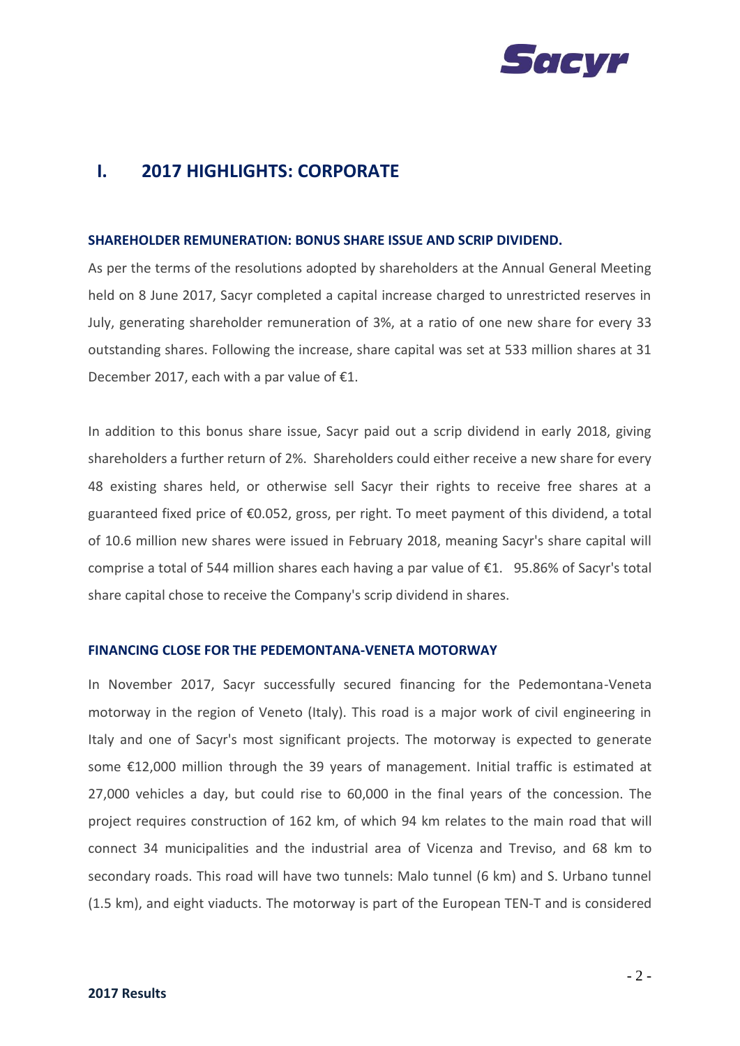# I. 2017 HIGHLIGHTS: CORPORATE

**SHAREHOLDER REMUNERATION: BONUS SHARE ISSUE AND SCRIP DIVIDEND.**

As per the terms of the resolutions adopted by shareholders at the Annual General Meeting held on 8 June 2017, Sacyr completed a capital increase charged to unrestricted reserves in July, generating shareholder remuneration of 3%, at a ratio of one new share for every 33 outstanding shares. Following the increase, share capital was set at 533 million shares at 31 December 2017, each with a par value of €1.

In addition to this bonus share issue, Sacyr paid out a scrip dividend in early 2018, giving shareholders a further return of 2%. Shareholders could either receive a new share for every 48 existing shares held, or otherwise sell Sacyr their rights to receive free shares at a guaranteed fixed price of €0.052, gross, per right. To meet payment of this dividend, a total of 10.6 million new shares were issued in February 2018, meaning Sacyr's share capital will comprise a total of 544 million shares each having a par value of €1. 95.86% of Sacyr's total share capital chose to receive the Company's scrip dividend in shares.

**FINANCING CLOSE FOR THE PEDEMONTANA-VENETA MOTORWAY**

In November 2017, Sacyr successfully secured financing for the Pedemontana-Veneta motorway in the region of Veneto (Italy). This road is a major work of civil engineering in Italy and one of Sacyr's most significant projects. The motorway is expected to generate some €12,000 million through the 39 years of management. Initial traffic is estimated at 27,000 vehicles a day, but could rise to 60,000 in the final years of the concession. The project requires construction of 162 km, of which 94 km relates to the main road that will connect 34 municipalities and the industrial area of Vicenza and Treviso, and 68 km to secondary roads. This road will have two tunnels: Malo tunnel (6 km) and S. Urbano tunnel (1.5 km), and eight viaducts. The motorway is part of the European TEN-T and is considered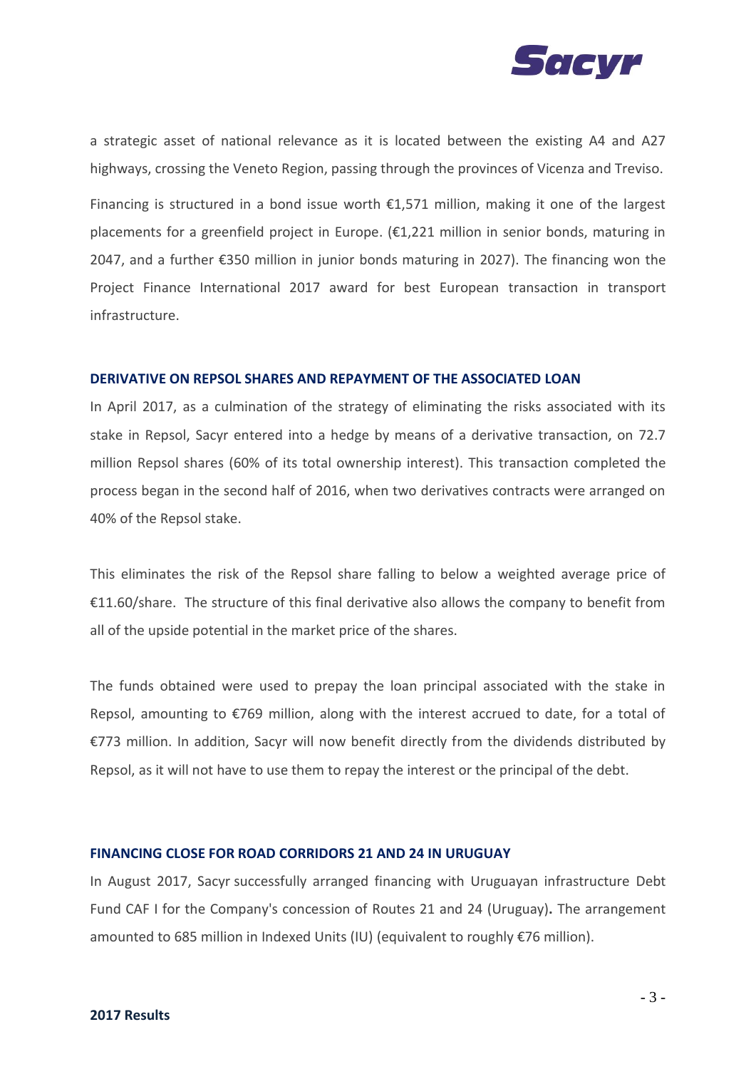a strategic asset of national relevance as it is located between the existing A4 and A27 highways, crossing the Veneto Region, passing through the provinces of Vicenza and Treviso.

Financing is structured in a bond issue worth €1,571 million, making it one of the largest placements for a greenfield project in Europe. (€1,221 million in senior bonds, maturing in 2047, and a further €350 million in junior bonds maturing in 2027). The financing won the Project Finance International 2017 award for best European transaction in transport infrastructure.

### DERIVATIVE ON REPSOL SHARES AND REPAYMENT OF THE ASSOCIATED LOAN

In April 2017, as a culmination of the strategy of eliminating the risks associated with its stake in Repsol, Sacyr entered into a hedge by means of a derivative transaction, on 72.7 million Repsol shares (60% of its total ownership interest). This transaction completed the process began in the second half of 2016, when two derivatives contracts were arranged on 40% of the Repsol stake.

This eliminates the risk of the Repsol share falling to below a weighted average price of €11.60/share. The structure of this final derivative also allows the company to benefit from all of the upside potential in the market price of the shares.

The funds obtained were used to prepay the loan principal associated with the stake in Repsol, amounting to €769 million, along with the interest accrued to date, for a total of €773 million. In addition, Sacyr will now benefit directly from the dividends distributed by Repsol, as it will not have to use them to repay the interest or the principal of the debt.

### FINANCING CLOSE FOR ROAD CORRIDORS 21 AND 24 IN URUGUAY

In August 2017, Sacyr successfully arranged financing with Uruguayan infrastructure Debt Fund CAF I for the Company's concession of Routes 21 and 24 (Uruguay). The arrangement amounted to 685 million in Indexed Units (IU) (equivalent to roughly €76 million).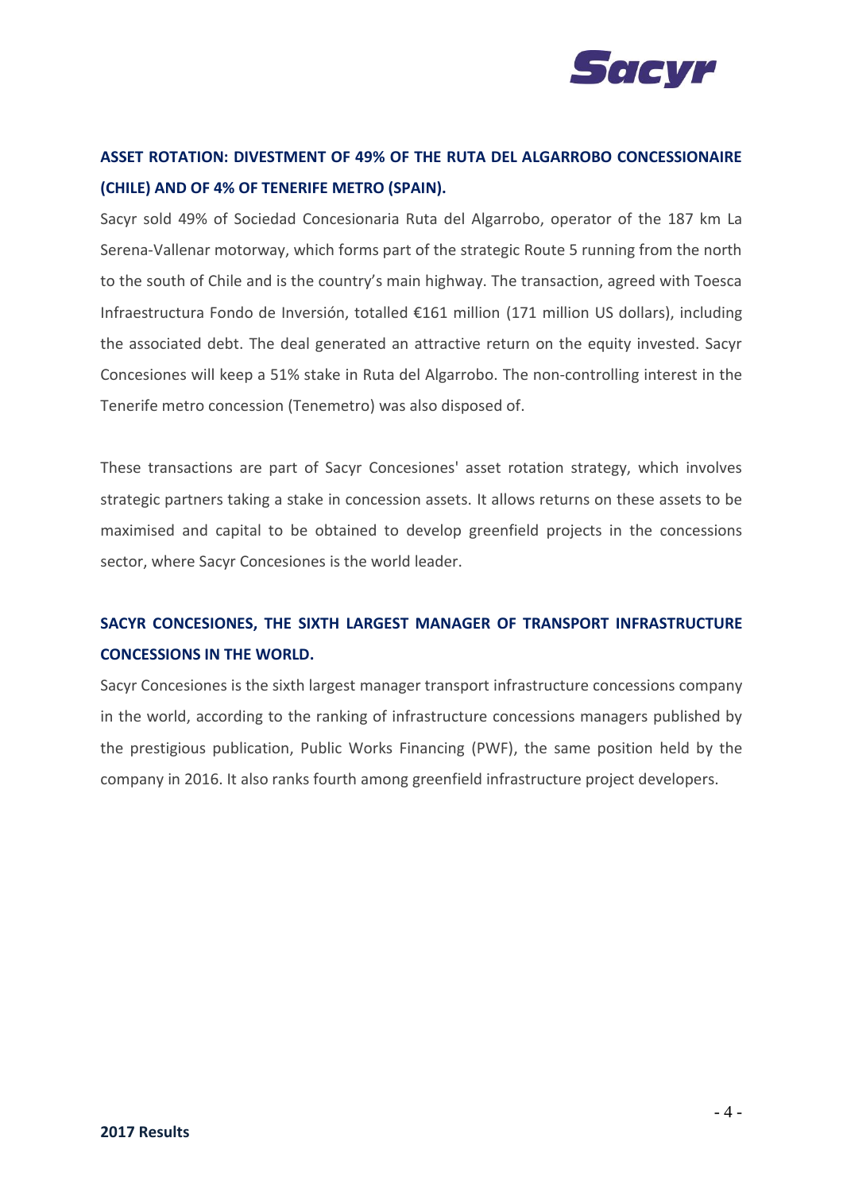## ASSET ROTATION: DIVESTMENT OF 49% OF THE RUTA DEL ALGARROBO CONCESSIONAIRE (CHILE) AND OF 4% OF TENERIFE METRO (SPAIN).

Sacyr sold 49% of Sociedad Concesionaria Ruta del Algarrobo, operator of the 187 km La Serena-Vallenar motorway, which forms part of the strategic Route 5 running from the north to the south of Chile and is the country's main highway. The transaction, agreed with Toesca Infraestructura Fondo de Inversión, totalled €161 million (171 million US dollars), including the associated debt. The deal generated an attractive return on the equity invested. Sacyr Concesiones will keep a 51% stake in Ruta del Algarrobo. The non-controlling interest in the Tenerife metro concession (Tenemetro) was also disposed of.

These transactions are part of Sacyr Concesiones' asset rotation strategy, which involves strategic partners taking a stake in concession assets. It allows returns on these assets to be maximised and capital to be obtained to develop greenfield projects in the concessions sector, where Sacyr Concesiones is the world leader.

## SACYR CONCESIONES, THE SIXTH LARGEST MANAGER OF TRANSPORT INFRASTRUCTURE CONCESSIONS IN THE WORLD.

Sacyr Concesiones is the sixth largest manager transport infrastructure concessions company in the world, according to the ranking of infrastructure concessions managers published by the prestigious publication, Public Works Financing (PWF), the same position held by the company in 2016. It also ranks fourth among greenfield infrastructure project developers.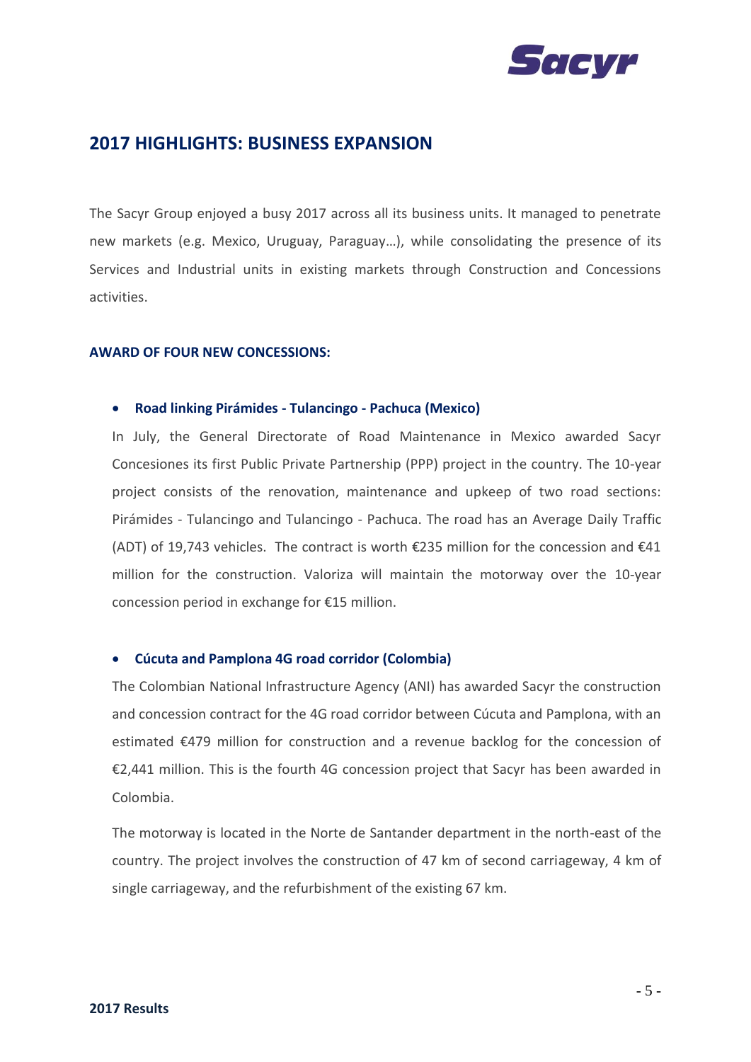## 2017 HIGHLIGHTS: BUSINESS EXPANSION

The Sacyr Group enjoyed a busy 2017 across all its business units. It managed to penetrate new markets (e.g. Mexico, Uruguay, Paraguay…), while consolidating the presence of its Services and Industrial units in existing markets through Construction and Concessions activities.

**AWARD OF FOUR NEW CONCESSIONS:**

- **Road linking Pirámides - Tulancingo - Pachuca (Mexico)**

  In July, the General Directorate of Road Maintenance in Mexico awarded Sacyr Concesiones its first Public Private Partnership (PPP) project in the country. The 10-year project consists of the renovation, maintenance and upkeep of two road sections: Pirámides - Tulancingo and Tulancingo - Pachuca. The road has an Average Daily Traffic (ADT) of 19,743 vehicles. The contract is worth €235 million for the concession and €41 million for the construction. Valoriza will maintain the motorway over the 10-year concession period in exchange for €15 million.

- **Cúcuta and Pamplona 4G road corridor (Colombia)**

  The Colombian National Infrastructure Agency (ANI) has awarded Sacyr the construction and concession contract for the 4G road corridor between Cúcuta and Pamplona, with an estimated €479 million for construction and a revenue backlog for the concession of €2,441 million. This is the fourth 4G concession project that Sacyr has been awarded in Colombia.

  The motorway is located in the Norte de Santander department in the north-east of the country. The project involves the construction of 47 km of second carriageway, 4 km of single carriageway, and the refurbishment of the existing 67 km.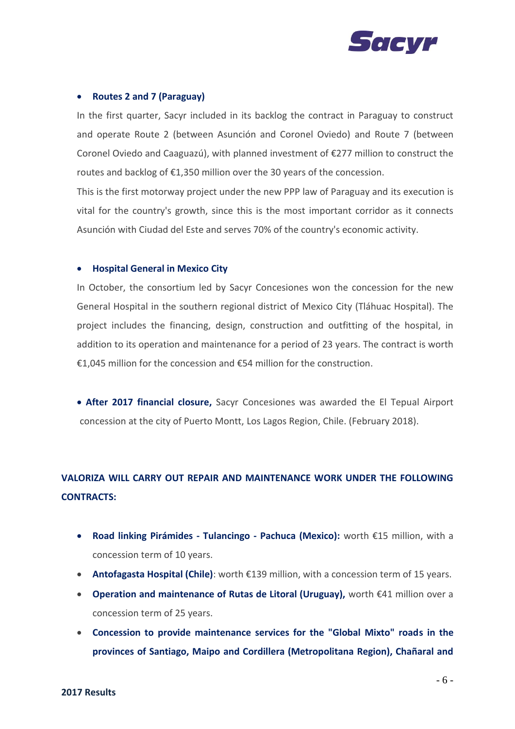- **Routes 2 and 7 (Paraguay)**

  In the first quarter, Sacyr included in its backlog the contract in Paraguay to construct and operate Route 2 (between Asunción and Coronel Oviedo) and Route 7 (between Coronel Oviedo and Caaguazú), with planned investment of €277 million to construct the routes and backlog of €1,350 million over the 30 years of the concession.

  This is the first motorway project under the new PPP law of Paraguay and its execution is vital for the country's growth, since this is the most important corridor as it connects Asunción with Ciudad del Este and serves 70% of the country's economic activity.

- **Hospital General in Mexico City**

  In October, the consortium led by Sacyr Concesiones won the concession for the new General Hospital in the southern regional district of Mexico City (Tláhuac Hospital). The project includes the financing, design, construction and outfitting of the hospital, in addition to its operation and maintenance for a period of 23 years. The contract is worth €1,045 million for the concession and €54 million for the construction.

- **After 2017 financial closure,** Sacyr Concesiones was awarded the El Tepual Airport concession at the city of Puerto Montt, Los Lagos Region, Chile. (February 2018).

**VALORIZA WILL CARRY OUT REPAIR AND MAINTENANCE WORK UNDER THE FOLLOWING CONTRACTS:**

- **Road linking Pirámides - Tulancingo - Pachuca (Mexico):** worth €15 million, with a concession term of 10 years.
- **Antofagasta Hospital (Chile)**: worth €139 million, with a concession term of 15 years.
- **Operation and maintenance of Rutas de Litoral (Uruguay),** worth €41 million over a concession term of 25 years.
- **Concession to provide maintenance services for the "Global Mixto" roads in the provinces of Santiago, Maipo and Cordillera (Metropolitana Region), Chañaral and**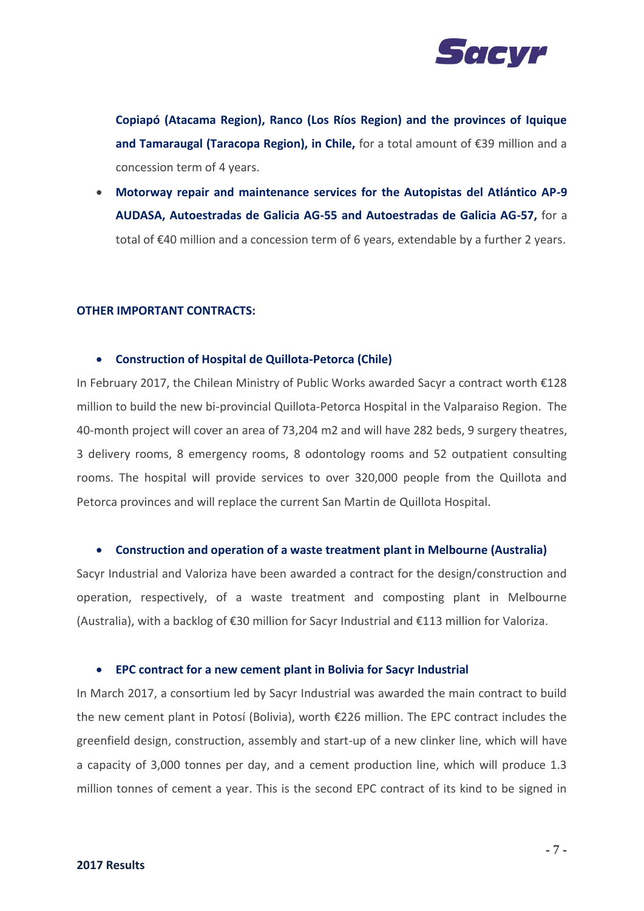**Copiapó (Atacama Region), Ranco (Los Ríos Region) and the provinces of Iquique and Tamaraugal (Taracopa Region), in Chile,** for a total amount of €39 million and a concession term of 4 years.

- **Motorway repair and maintenance services for the Autopistas del Atlántico AP-9 AUDASA, Autoestradas de Galicia AG-55 and Autoestradas de Galicia AG-57,** for a total of €40 million and a concession term of 6 years, extendable by a further 2 years.

**OTHER IMPORTANT CONTRACTS:**

- **Construction of Hospital de Quillota-Petorca (Chile)**

In February 2017, the Chilean Ministry of Public Works awarded Sacyr a contract worth €128 million to build the new bi-provincial Quillota-Petorca Hospital in the Valparaiso Region. The 40-month project will cover an area of 73,204 m2 and will have 282 beds, 9 surgery theatres, 3 delivery rooms, 8 emergency rooms, 8 odontology rooms and 52 outpatient consulting rooms. The hospital will provide services to over 320,000 people from the Quillota and Petorca provinces and will replace the current San Martin de Quillota Hospital.

- **Construction and operation of a waste treatment plant in Melbourne (Australia)**

Sacyr Industrial and Valoriza have been awarded a contract for the design/construction and operation, respectively, of a waste treatment and composting plant in Melbourne (Australia), with a backlog of €30 million for Sacyr Industrial and €113 million for Valoriza.

- **EPC contract for a new cement plant in Bolivia for Sacyr Industrial**

In March 2017, a consortium led by Sacyr Industrial was awarded the main contract to build the new cement plant in Potosí (Bolivia), worth €226 million. The EPC contract includes the greenfield design, construction, assembly and start-up of a new clinker line, which will have a capacity of 3,000 tonnes per day, and a cement production line, which will produce 1.3 million tonnes of cement a year. This is the second EPC contract of its kind to be signed in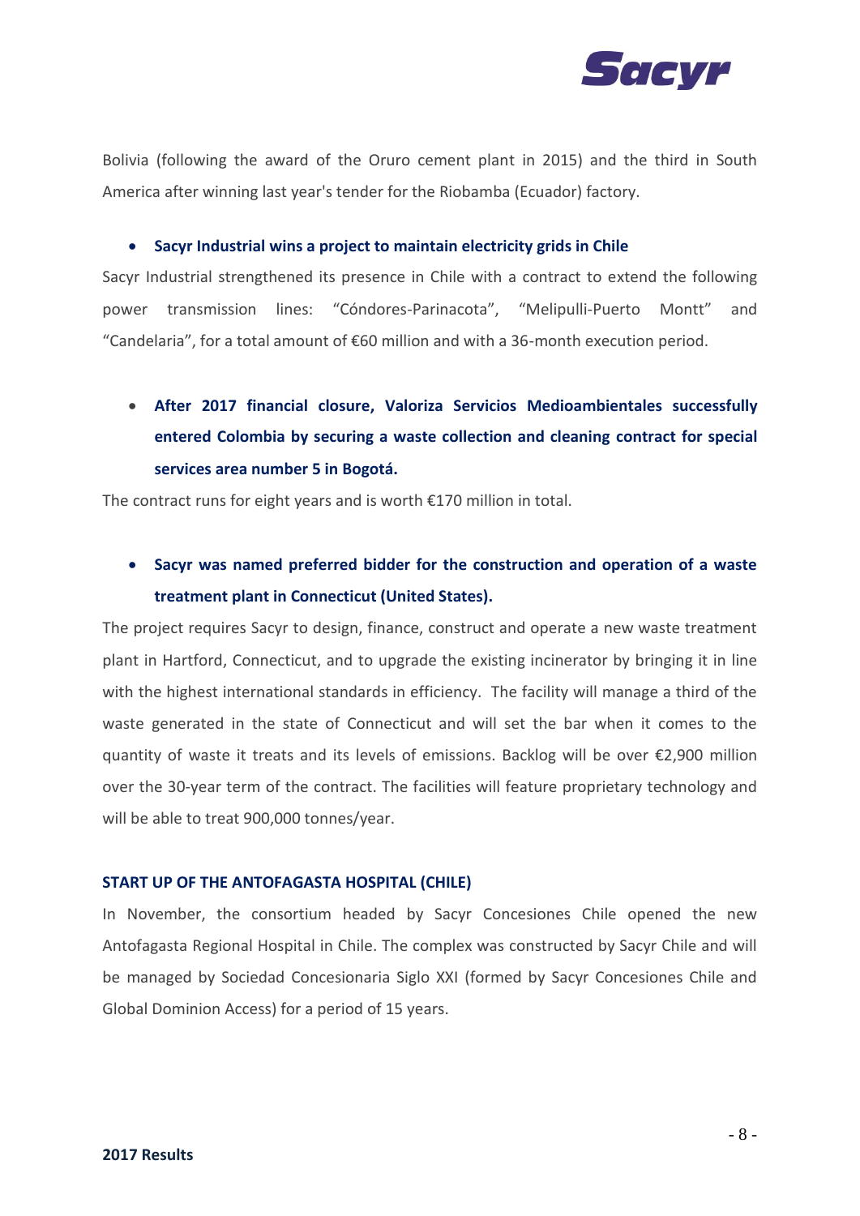Bolivia (following the award of the Oruro cement plant in 2015) and the third in South America after winning last year's tender for the Riobamba (Ecuador) factory.

- **Sacyr Industrial wins a project to maintain electricity grids in Chile**

Sacyr Industrial strengthened its presence in Chile with a contract to extend the following power transmission lines: “Cóndores-Parinacota”, “Melipulli-Puerto Montt” and “Candelaria”, for a total amount of €60 million and with a 36-month execution period.

- **After 2017 financial closure, Valoriza Servicios Medioambientales successfully entered Colombia by securing a waste collection and cleaning contract for special services area number 5 in Bogotá.**

The contract runs for eight years and is worth €170 million in total.

- **Sacyr was named preferred bidder for the construction and operation of a waste treatment plant in Connecticut (United States).**

The project requires Sacyr to design, finance, construct and operate a new waste treatment plant in Hartford, Connecticut, and to upgrade the existing incinerator by bringing it in line with the highest international standards in efficiency. The facility will manage a third of the waste generated in the state of Connecticut and will set the bar when it comes to the quantity of waste it treats and its levels of emissions. Backlog will be over €2,900 million over the 30-year term of the contract. The facilities will feature proprietary technology and will be able to treat 900,000 tonnes/year.

#### START UP OF THE ANTOFAGASTA HOSPITAL (CHILE)

In November, the consortium headed by Sacyr Concesiones Chile opened the new Antofagasta Regional Hospital in Chile. The complex was constructed by Sacyr Chile and will be managed by Sociedad Concesionaria Siglo XXI (formed by Sacyr Concesiones Chile and Global Dominion Access) for a period of 15 years.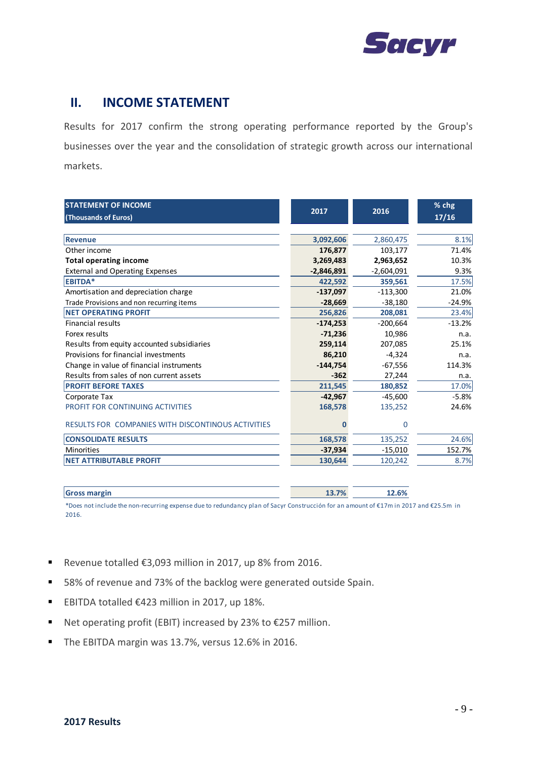## II. INCOME STATEMENT

Results for 2017 confirm the strong operating performance reported by the Group's businesses over the year and the consolidation of strategic growth across our international markets.

| STATEMENT OF INCOME (Thousands of Euros) | 2017 | 2016 | % chg 17/16 |
|---|---|---|---|
| **Revenue** | **3,092,606** | 2,860,475 | 8.1% |
| Other income | **176,877** | 103,177 | 71.4% |
| **Total operating income** | **3,269,483** | **2,963,652** | 10.3% |
| External and Operating Expenses | **-2,846,891** | -2,604,091 | 9.3% |
| **EBITDA*** | **422,592** | **359,561** | 17.5% |
| Amortisation and depreciation charge | **-137,097** | -113,300 | 21.0% |
| Trade Provisions and non recurring items | **-28,669** | -38,180 | -24.9% |
| **NET OPERATING PROFIT** | **256,826** | **208,081** | 23.4% |
| Financial results | **-174,253** | -200,664 | -13.2% |
| Forex results | **-71,236** | 10,986 | n.a. |
| Results from equity accounted subsidiaries | **259,114** | 207,085 | 25.1% |
| Provisions for financial investments | **86,210** | -4,324 | n.a. |
| Change in value of financial instruments | **-144,754** | -67,556 | 114.3% |
| Results from sales of non current assets | **-362** | 27,244 | n.a. |
| **PROFIT BEFORE TAXES** | **211,545** | **180,852** | 17.0% |
| Corporate Tax | **-42,967** | -45,600 | -5.8% |
| PROFIT FOR CONTINUING ACTIVITIES | **168,578** | 135,252 | 24.6% |
| RESULTS FOR COMPANIES WITH DISCONTINOUS ACTIVITIES | **0** | 0 | |
| **CONSOLIDATE RESULTS** | **168,578** | 135,252 | 24.6% |
| Minorities | **-37,934** | -15,010 | 152.7% |
| **NET ATTRIBUTABLE PROFIT** | **130,644** | 120,242 | 8.7% |
| | | | |
| **Gross margin** | **13.7%** | **12.6%** | |

*Does not include the non-recurring expense due to redundancy plan of Sacyr Construcción for an amount of €17m in 2017 and €25.5m in 2016.

- Revenue totalled €3,093 million in 2017, up 8% from 2016.
- 58% of revenue and 73% of the backlog were generated outside Spain.
- EBITDA totalled €423 million in 2017, up 18%.
- Net operating profit (EBIT) increased by 23% to €257 million.
- The EBITDA margin was 13.7%, versus 12.6% in 2016.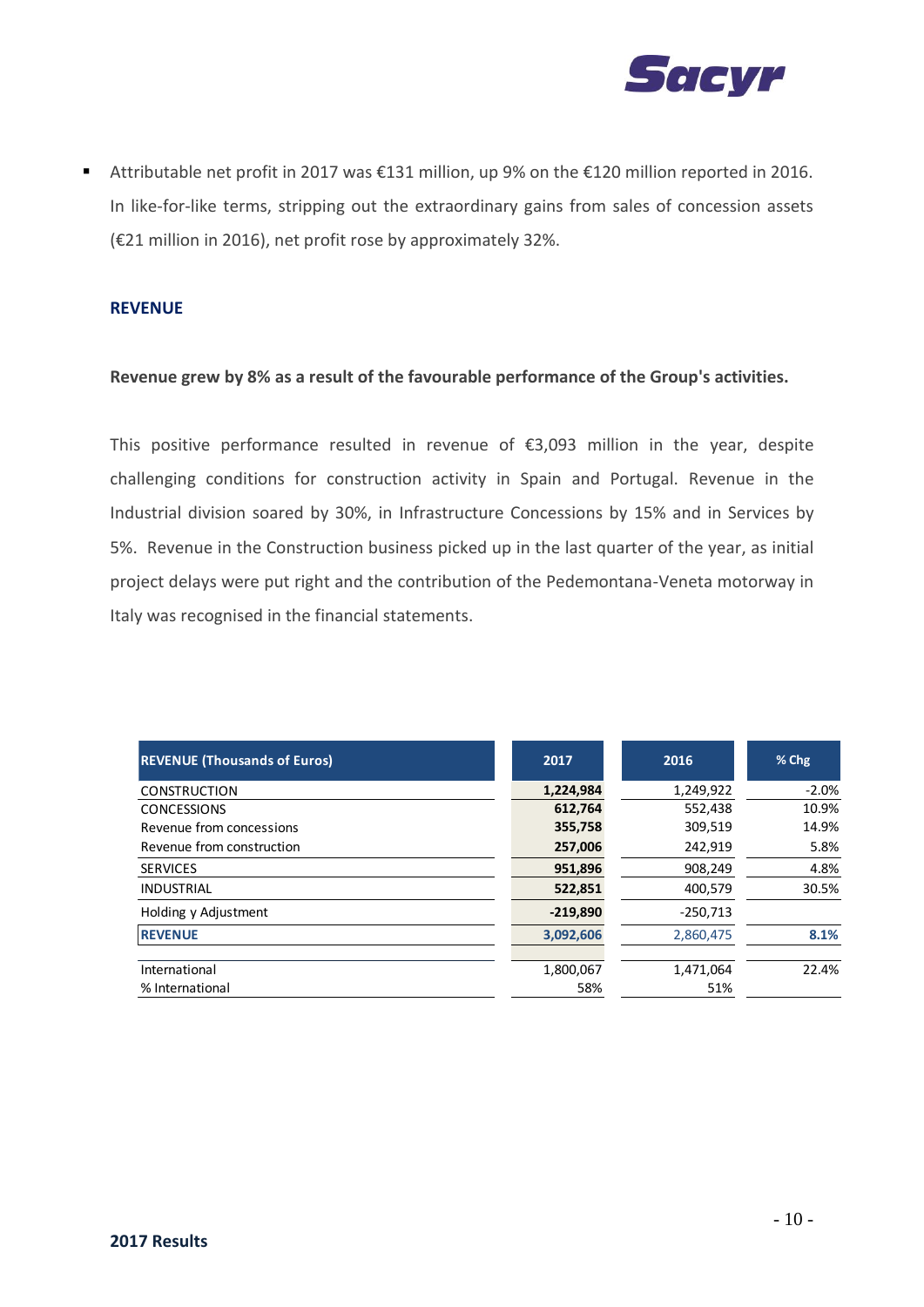- Attributable net profit in 2017 was €131 million, up 9% on the €120 million reported in 2016. In like-for-like terms, stripping out the extraordinary gains from sales of concession assets (€21 million in 2016), net profit rose by approximately 32%.

## REVENUE

**Revenue grew by 8% as a result of the favourable performance of the Group's activities.**

This positive performance resulted in revenue of €3,093 million in the year, despite challenging conditions for construction activity in Spain and Portugal. Revenue in the Industrial division soared by 30%, in Infrastructure Concessions by 15% and in Services by 5%. Revenue in the Construction business picked up in the last quarter of the year, as initial project delays were put right and the contribution of the Pedemontana-Veneta motorway in Italy was recognised in the financial statements.

| REVENUE (Thousands of Euros) | 2017 | 2016 | % Chg |
|---|---|---|---|
| CONSTRUCTION | **1,224,984** | 1,249,922 | -2.0% |
| CONCESSIONS | **612,764** | 552,438 | 10.9% |
| Revenue from concessions | **355,758** | 309,519 | 14.9% |
| Revenue from construction | **257,006** | 242,919 | 5.8% |
| SERVICES | **951,896** | 908,249 | 4.8% |
| INDUSTRIAL | **522,851** | 400,579 | 30.5% |
| Holding y Adjustment | **-219,890** | -250,713 | |
| **REVENUE** | **3,092,606** | 2,860,475 | **8.1%** |
| | | | |
| International | 1,800,067 | 1,471,064 | 22.4% |
| % International | 58% | 51% | |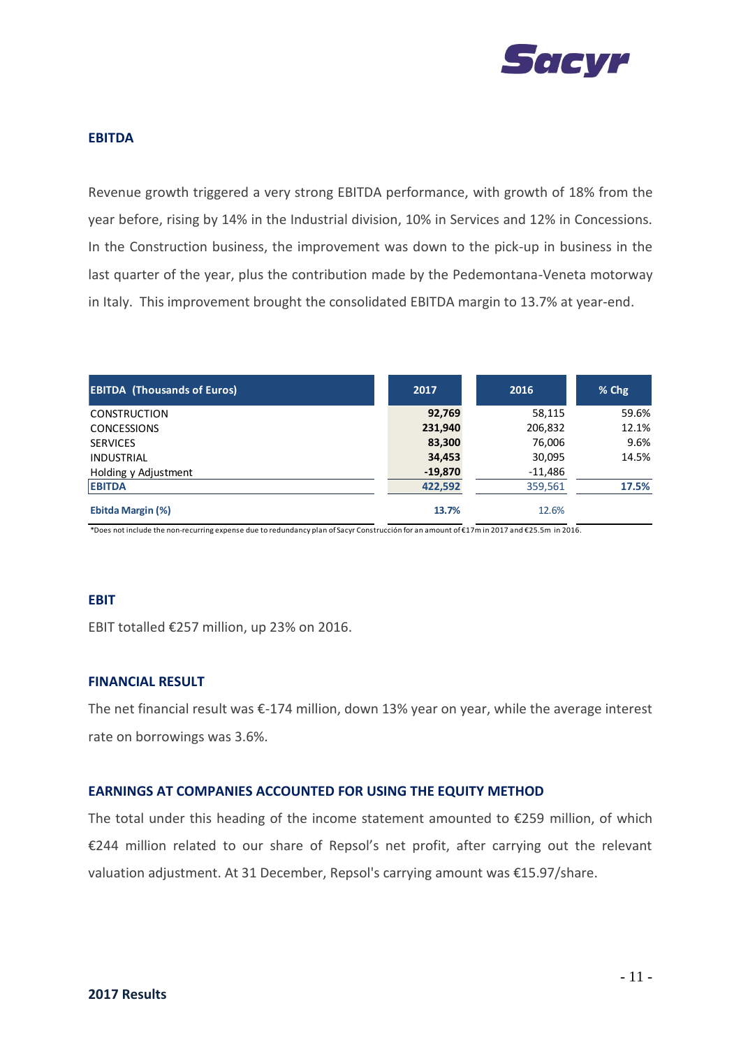## EBITDA

Revenue growth triggered a very strong EBITDA performance, with growth of 18% from the year before, rising by 14% in the Industrial division, 10% in Services and 12% in Concessions. In the Construction business, the improvement was down to the pick-up in business in the last quarter of the year, plus the contribution made by the Pedemontana-Veneta motorway in Italy. This improvement brought the consolidated EBITDA margin to 13.7% at year-end.

| EBITDA (Thousands of Euros) | 2017 | 2016 | % Chg |
|---|---|---|---|
| CONSTRUCTION | **92,769** | 58,115 | 59.6% |
| CONCESSIONS | **231,940** | 206,832 | 12.1% |
| SERVICES | **83,300** | 76,006 | 9.6% |
| INDUSTRIAL | **34,453** | 30,095 | 14.5% |
| Holding y Adjustment | **-19,870** | -11,486 | |
| **EBITDA** | **422,592** | 359,561 | **17.5%** |
| **Ebitda Margin (%)** | **13.7%** | 12.6% | |

*Does not include the non-recurring expense due to redundancy plan of Sacyr Construcción for an amount of €17m in 2017 and €25.5m in 2016.

## EBIT

EBIT totalled €257 million, up 23% on 2016.

## FINANCIAL RESULT

The net financial result was €-174 million, down 13% year on year, while the average interest rate on borrowings was 3.6%.

## EARNINGS AT COMPANIES ACCOUNTED FOR USING THE EQUITY METHOD

The total under this heading of the income statement amounted to €259 million, of which €244 million related to our share of Repsol's net profit, after carrying out the relevant valuation adjustment. At 31 December, Repsol's carrying amount was €15.97/share.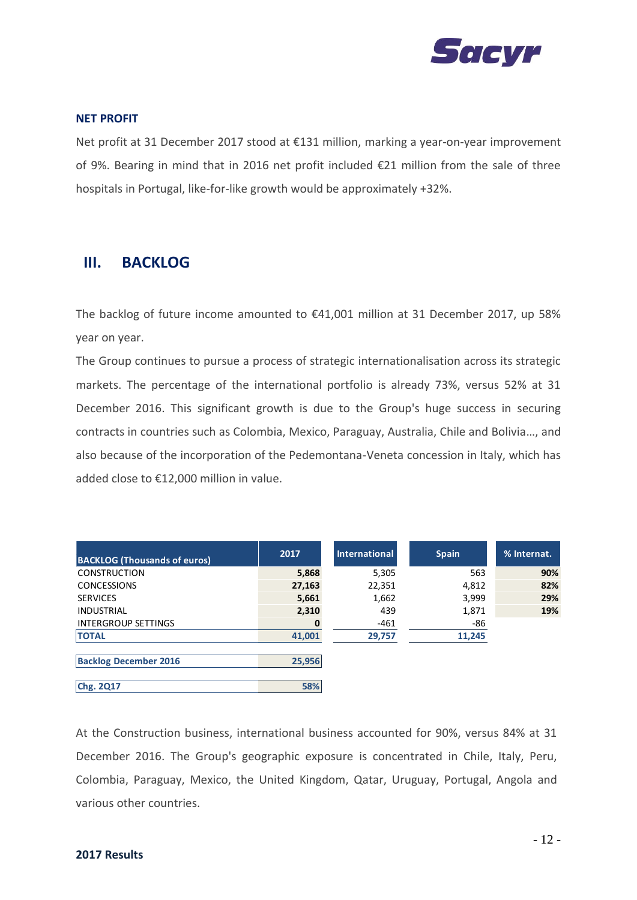## NET PROFIT

Net profit at 31 December 2017 stood at €131 million, marking a year-on-year improvement of 9%. Bearing in mind that in 2016 net profit included €21 million from the sale of three hospitals in Portugal, like-for-like growth would be approximately +32%.

# III. BACKLOG

The backlog of future income amounted to €41,001 million at 31 December 2017, up 58% year on year.

The Group continues to pursue a process of strategic internationalisation across its strategic markets. The percentage of the international portfolio is already 73%, versus 52% at 31 December 2016. This significant growth is due to the Group's huge success in securing contracts in countries such as Colombia, Mexico, Paraguay, Australia, Chile and Bolivia…, and also because of the incorporation of the Pedemontana-Veneta concession in Italy, which has added close to €12,000 million in value.

| BACKLOG (Thousands of euros) | 2017 | International | Spain | % Internat. |
|---|---|---|---|---|
| CONSTRUCTION | **5,868** | 5,305 | 563 | **90%** |
| CONCESSIONS | **27,163** | 22,351 | 4,812 | **82%** |
| SERVICES | **5,661** | 1,662 | 3,999 | **29%** |
| INDUSTRIAL | **2,310** | 439 | 1,871 | **19%** |
| INTERGROUP SETTINGS | **0** | -461 | -86 | |
| **TOTAL** | **41,001** | **29,757** | **11,245** | |
| | | | | |
| **Backlog December 2016** | **25,956** | | | |
| | | | | |
| **Chg. 2Q17** | **58%** | | | |

At the Construction business, international business accounted for 90%, versus 84% at 31 December 2016. The Group's geographic exposure is concentrated in Chile, Italy, Peru, Colombia, Paraguay, Mexico, the United Kingdom, Qatar, Uruguay, Portugal, Angola and various other countries.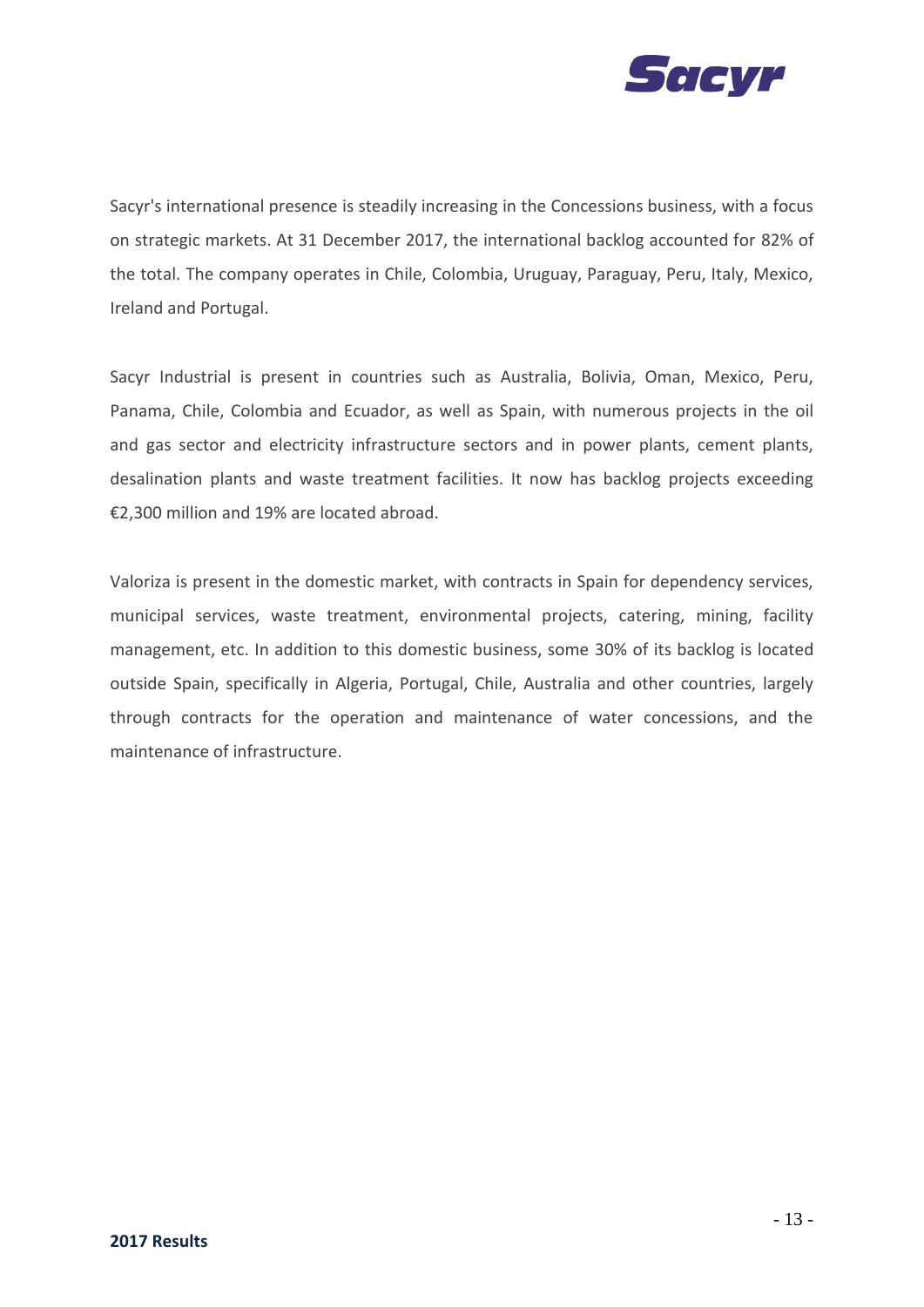Sacyr's international presence is steadily increasing in the Concessions business, with a focus on strategic markets. At 31 December 2017, the international backlog accounted for 82% of the total. The company operates in Chile, Colombia, Uruguay, Paraguay, Peru, Italy, Mexico, Ireland and Portugal.

Sacyr Industrial is present in countries such as Australia, Bolivia, Oman, Mexico, Peru, Panama, Chile, Colombia and Ecuador, as well as Spain, with numerous projects in the oil and gas sector and electricity infrastructure sectors and in power plants, cement plants, desalination plants and waste treatment facilities. It now has backlog projects exceeding €2,300 million and 19% are located abroad.

Valoriza is present in the domestic market, with contracts in Spain for dependency services, municipal services, waste treatment, environmental projects, catering, mining, facility management, etc. In addition to this domestic business, some 30% of its backlog is located outside Spain, specifically in Algeria, Portugal, Chile, Australia and other countries, largely through contracts for the operation and maintenance of water concessions, and the maintenance of infrastructure.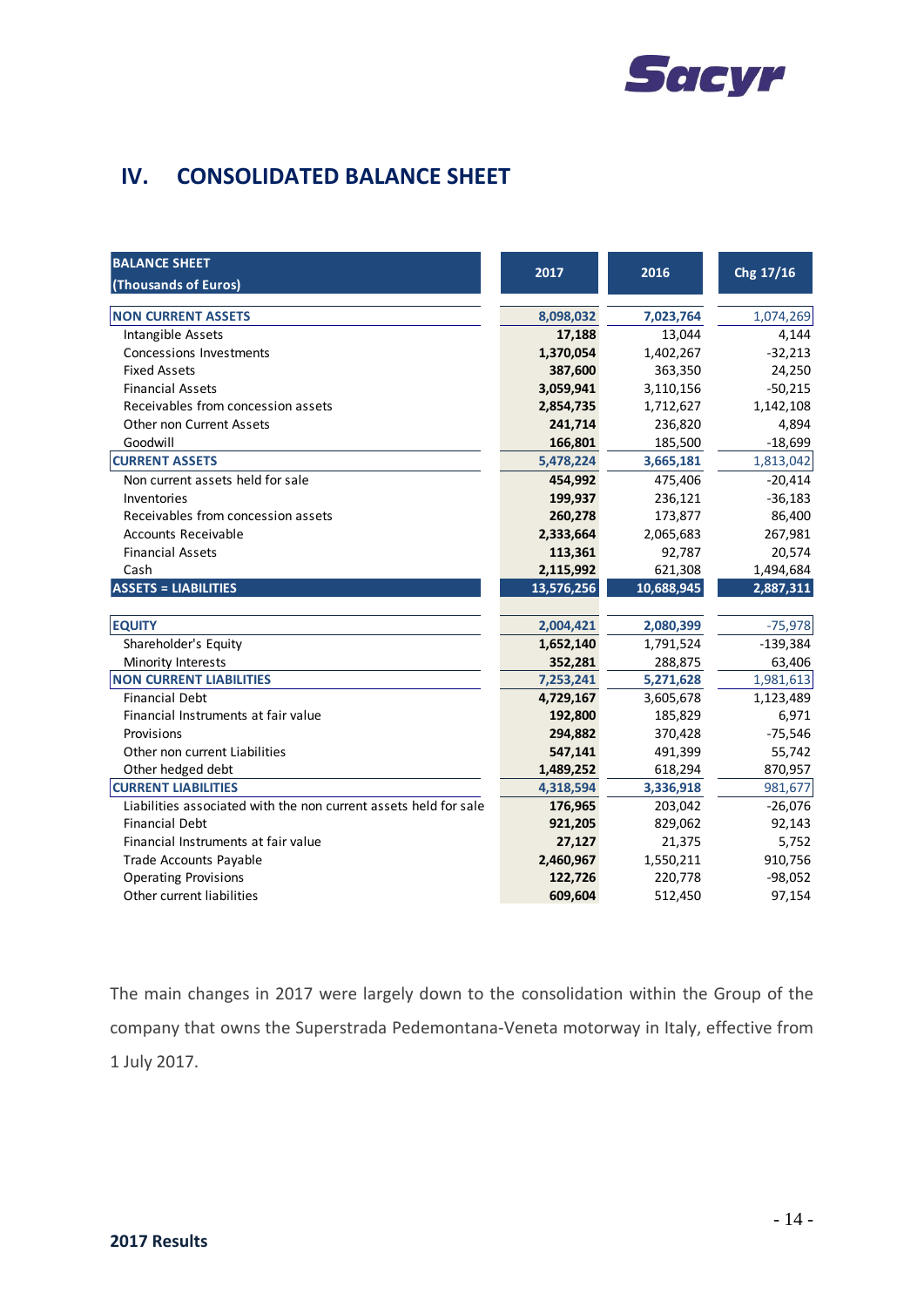## IV. CONSOLIDATED BALANCE SHEET

| BALANCE SHEET (Thousands of Euros) | 2017 | 2016 | Chg 17/16 |
|---|---|---|---|
| **NON CURRENT ASSETS** | **8,098,032** | **7,023,764** | 1,074,269 |
| Intangible Assets | **17,188** | 13,044 | 4,144 |
| Concessions Investments | **1,370,054** | 1,402,267 | -32,213 |
| Fixed Assets | **387,600** | 363,350 | 24,250 |
| Financial Assets | **3,059,941** | 3,110,156 | -50,215 |
| Receivables from concession assets | **2,854,735** | 1,712,627 | 1,142,108 |
| Other non Current Assets | **241,714** | 236,820 | 4,894 |
| Goodwill | **166,801** | 185,500 | -18,699 |
| **CURRENT ASSETS** | **5,478,224** | **3,665,181** | 1,813,042 |
| Non current assets held for sale | **454,992** | 475,406 | -20,414 |
| Inventories | **199,937** | 236,121 | -36,183 |
| Receivables from concession assets | **260,278** | 173,877 | 86,400 |
| Accounts Receivable | **2,333,664** | 2,065,683 | 267,981 |
| Financial Assets | **113,361** | 92,787 | 20,574 |
| Cash | **2,115,992** | 621,308 | 1,494,684 |
| **ASSETS = LIABILITIES** | **13,576,256** | **10,688,945** | **2,887,311** |
| | | | |
| **EQUITY** | **2,004,421** | **2,080,399** | -75,978 |
| Shareholder's Equity | **1,652,140** | 1,791,524 | -139,384 |
| Minority Interests | **352,281** | 288,875 | 63,406 |
| **NON CURRENT LIABILITIES** | **7,253,241** | **5,271,628** | 1,981,613 |
| Financial Debt | **4,729,167** | 3,605,678 | 1,123,489 |
| Financial Instruments at fair value | **192,800** | 185,829 | 6,971 |
| Provisions | **294,882** | 370,428 | -75,546 |
| Other non current Liabilities | **547,141** | 491,399 | 55,742 |
| Other hedged debt | **1,489,252** | 618,294 | 870,957 |
| **CURRENT LIABILITIES** | **4,318,594** | **3,336,918** | 981,677 |
| Liabilities associated with the non current assets held for sale | **176,965** | 203,042 | -26,076 |
| Financial Debt | **921,205** | 829,062 | 92,143 |
| Financial Instruments at fair value | **27,127** | 21,375 | 5,752 |
| Trade Accounts Payable | **2,460,967** | 1,550,211 | 910,756 |
| Operating Provisions | **122,726** | 220,778 | -98,052 |
| Other current liabilities | **609,604** | 512,450 | 97,154 |

The main changes in 2017 were largely down to the consolidation within the Group of the company that owns the Superstrada Pedemontana-Veneta motorway in Italy, effective from 1 July 2017.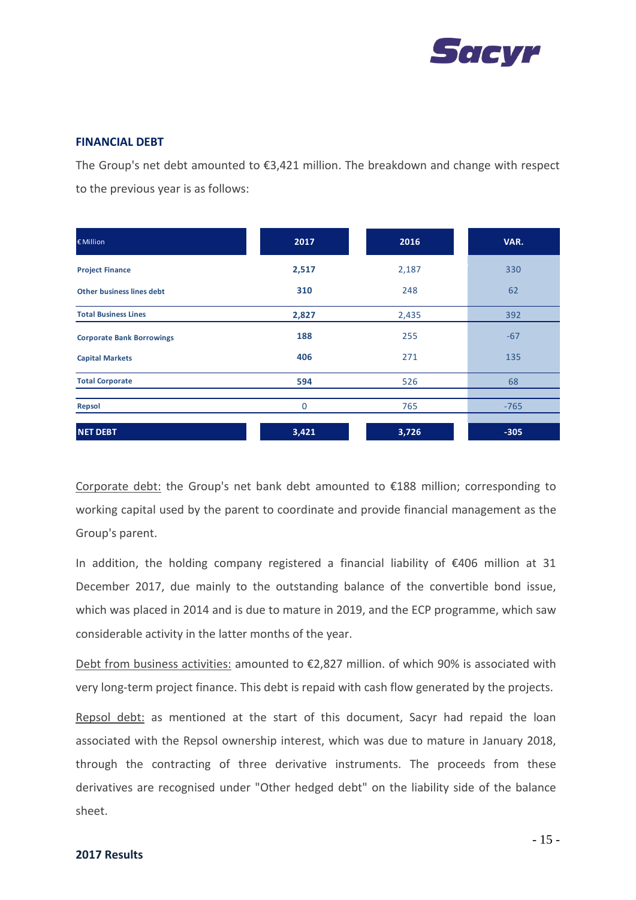## FINANCIAL DEBT

The Group's net debt amounted to €3,421 million. The breakdown and change with respect to the previous year is as follows:

| € Million | 2017 | 2016 | VAR. |
|---|---|---|---|
| **Project Finance** | **2,517** | 2,187 | 330 |
| **Other business lines debt** | **310** | 248 | 62 |
| **Total Business Lines** | **2,827** | 2,435 | 392 |
| **Corporate Bank Borrowings** | **188** | 255 | -67 |
| **Capital Markets** | **406** | 271 | 135 |
| **Total Corporate** | **594** | 526 | 68 |
| **Repsol** | 0 | 765 | -765 |
| **NET DEBT** | **3,421** | **3,726** | **-305** |

Corporate debt: the Group's net bank debt amounted to €188 million; corresponding to working capital used by the parent to coordinate and provide financial management as the Group's parent.

In addition, the holding company registered a financial liability of €406 million at 31 December 2017, due mainly to the outstanding balance of the convertible bond issue, which was placed in 2014 and is due to mature in 2019, and the ECP programme, which saw considerable activity in the latter months of the year.

Debt from business activities: amounted to €2,827 million. of which 90% is associated with very long-term project finance. This debt is repaid with cash flow generated by the projects.

Repsol debt: as mentioned at the start of this document, Sacyr had repaid the loan associated with the Repsol ownership interest, which was due to mature in January 2018, through the contracting of three derivative instruments. The proceeds from these derivatives are recognised under "Other hedged debt" on the liability side of the balance sheet.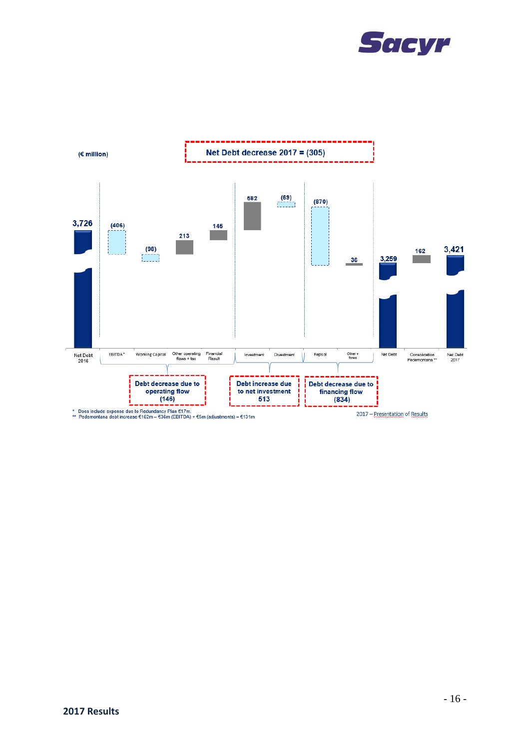(€ million)

**Net Debt decrease 2017 = (305)**

| Net Debt 2016 | EBITDA * | Working Capital | Other operating flows + tax | Financial Result | Investment | Divestment | Repsol | Other + forex | Net Debt | Consolidation Pedemontana ** | Net Debt 2017 |
|---|---|---|---|---|---|---|---|---|---|---|---|
| 3,726 | (406) | (98) | 213 | 145 | 582 | (69) | (870) | 36 | 3,259 | 162 | 3,421 |

**Debt decrease due to operating flow (146)**

**Debt increase due to net investment 513**

**Debt decrease due to financing flow (834)**

\* Does include expense due to Redundancy Plan €17m.
\** Pedemontana debt increase €162m – €36m (EBITDA) + €5m (adjustments) – €131m

2017 – Presentation of Results

2017 Results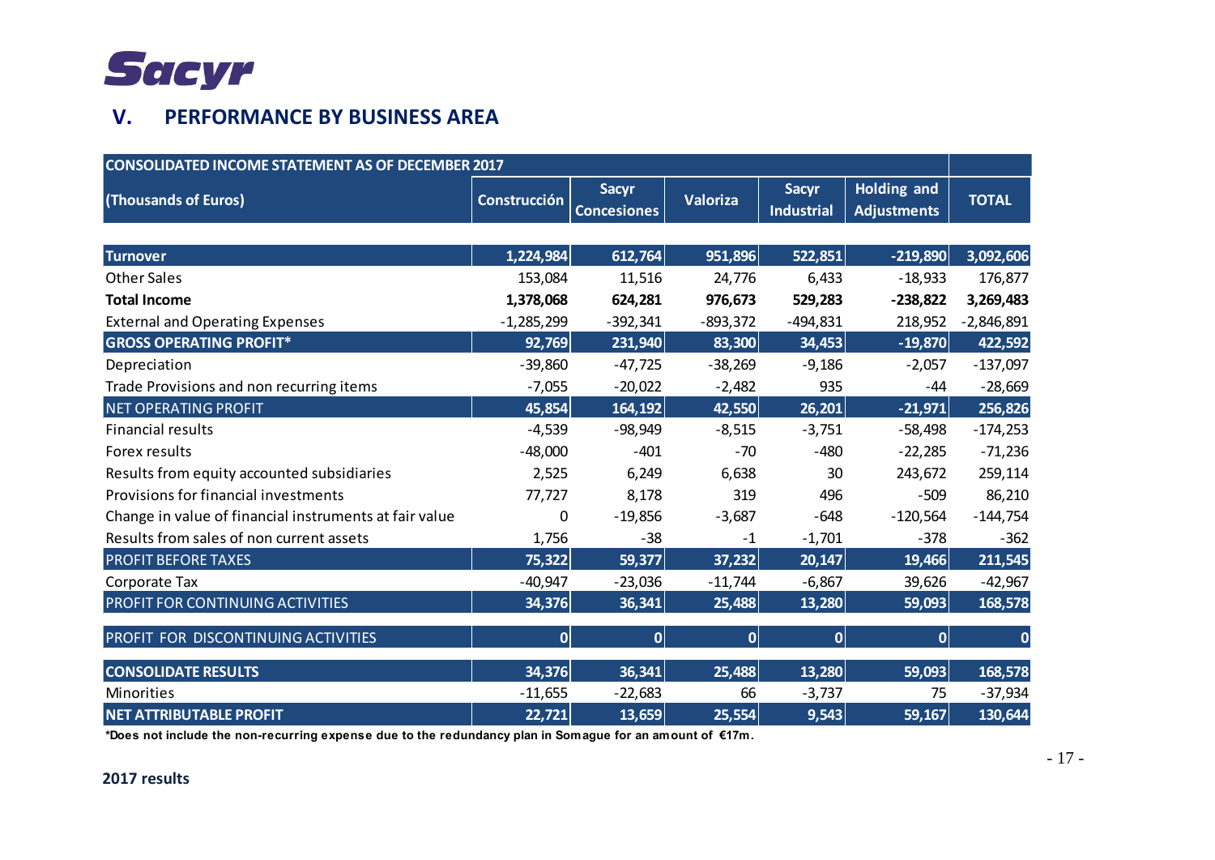Sacyr

## V. PERFORMANCE BY BUSINESS AREA

| CONSOLIDATED INCOME STATEMENT AS OF DECEMBER 2017 | | | | | | |
|---|---|---|---|---|---|---|
| **(Thousands of Euros)** | **Construcción** | **Sacyr Concesiones** | **Valoriza** | **Sacyr Industrial** | **Holding and Adjustments** | **TOTAL** |
| **Turnover** | **1,224,984** | **612,764** | **951,896** | **522,851** | **-219,890** | **3,092,606** |
| Other Sales | 153,084 | 11,516 | 24,776 | 6,433 | -18,933 | 176,877 |
| **Total Income** | **1,378,068** | **624,281** | **976,673** | **529,283** | **-238,822** | **3,269,483** |
| External and Operating Expenses | -1,285,299 | -392,341 | -893,372 | -494,831 | 218,952 | -2,846,891 |
| **GROSS OPERATING PROFIT*** | **92,769** | **231,940** | **83,300** | **34,453** | **-19,870** | **422,592** |
| Depreciation | -39,860 | -47,725 | -38,269 | -9,186 | -2,057 | -137,097 |
| Trade Provisions and non recurring items | -7,055 | -20,022 | -2,482 | 935 | -44 | -28,669 |
| NET OPERATING PROFIT | **45,854** | **164,192** | **42,550** | **26,201** | **-21,971** | **256,826** |
| Financial results | -4,539 | -98,949 | -8,515 | -3,751 | -58,498 | -174,253 |
| Forex results | -48,000 | -401 | -70 | -480 | -22,285 | -71,236 |
| Results from equity accounted subsidiaries | 2,525 | 6,249 | 6,638 | 30 | 243,672 | 259,114 |
| Provisions for financial investments | 77,727 | 8,178 | 319 | 496 | -509 | 86,210 |
| Change in value of financial instruments at fair value | 0 | -19,856 | -3,687 | -648 | -120,564 | -144,754 |
| Results from sales of non current assets | 1,756 | -38 | -1 | -1,701 | -378 | -362 |
| PROFIT BEFORE TAXES | **75,322** | **59,377** | **37,232** | **20,147** | **19,466** | **211,545** |
| Corporate Tax | -40,947 | -23,036 | -11,744 | -6,867 | 39,626 | -42,967 |
| PROFIT FOR CONTINUING ACTIVITIES | **34,376** | **36,341** | **25,488** | **13,280** | **59,093** | **168,578** |
| PROFIT FOR DISCONTINUING ACTIVITIES | **0** | **0** | **0** | **0** | **0** | **0** |
| **CONSOLIDATE RESULTS** | **34,376** | **36,341** | **25,488** | **13,280** | **59,093** | **168,578** |
| Minorities | -11,655 | -22,683 | 66 | -3,737 | 75 | -37,934 |
| **NET ATTRIBUTABLE PROFIT** | **22,721** | **13,659** | **25,554** | **9,543** | **59,167** | **130,644** |

***Does not include the non-recurring expense due to the redundancy plan in Somague for an amount of €17m.**

**2017 results**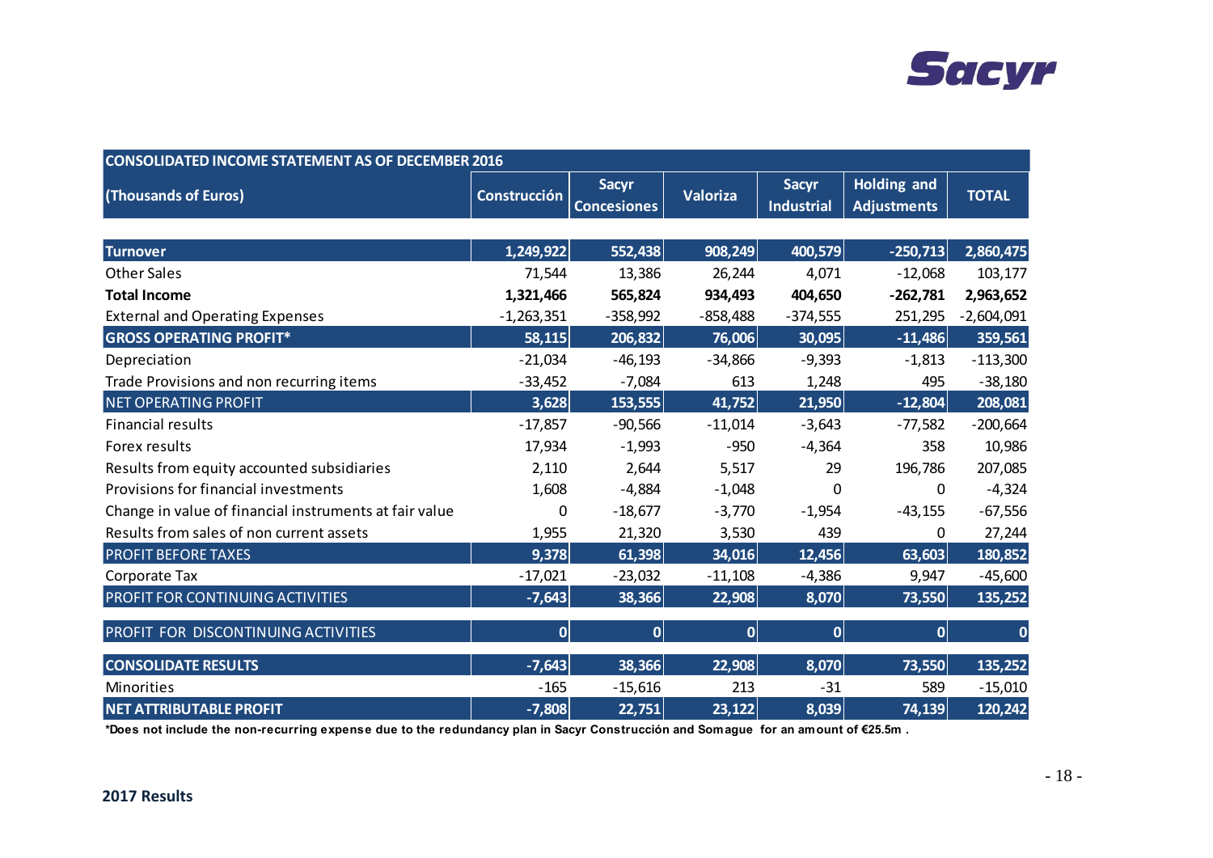| CONSOLIDATED INCOME STATEMENT AS OF DECEMBER 2016 | | | | | | |
|---|---|---|---|---|---|---|
| (Thousands of Euros) | Construcción | Sacyr Concesiones | Valoriza | Sacyr Industrial | Holding and Adjustments | TOTAL |
| **Turnover** | **1,249,922** | **552,438** | **908,249** | **400,579** | **-250,713** | **2,860,475** |
| Other Sales | 71,544 | 13,386 | 26,244 | 4,071 | -12,068 | 103,177 |
| **Total Income** | **1,321,466** | **565,824** | **934,493** | **404,650** | **-262,781** | **2,963,652** |
| External and Operating Expenses | -1,263,351 | -358,992 | -858,488 | -374,555 | 251,295 | -2,604,091 |
| **GROSS OPERATING PROFIT*** | **58,115** | **206,832** | **76,006** | **30,095** | **-11,486** | **359,561** |
| Depreciation | -21,034 | -46,193 | -34,866 | -9,393 | -1,813 | -113,300 |
| Trade Provisions and non recurring items | -33,452 | -7,084 | 613 | 1,248 | 495 | -38,180 |
| NET OPERATING PROFIT | **3,628** | **153,555** | **41,752** | **21,950** | **-12,804** | **208,081** |
| Financial results | -17,857 | -90,566 | -11,014 | -3,643 | -77,582 | -200,664 |
| Forex results | 17,934 | -1,993 | -950 | -4,364 | 358 | 10,986 |
| Results from equity accounted subsidiaries | 2,110 | 2,644 | 5,517 | 29 | 196,786 | 207,085 |
| Provisions for financial investments | 1,608 | -4,884 | -1,048 | 0 | 0 | -4,324 |
| Change in value of financial instruments at fair value | 0 | -18,677 | -3,770 | -1,954 | -43,155 | -67,556 |
| Results from sales of non current assets | 1,955 | 21,320 | 3,530 | 439 | 0 | 27,244 |
| PROFIT BEFORE TAXES | **9,378** | **61,398** | **34,016** | **12,456** | **63,603** | **180,852** |
| Corporate Tax | -17,021 | -23,032 | -11,108 | -4,386 | 9,947 | -45,600 |
| PROFIT FOR CONTINUING ACTIVITIES | **-7,643** | **38,366** | **22,908** | **8,070** | **73,550** | **135,252** |
| PROFIT FOR DISCONTINUING ACTIVITIES | **0** | **0** | **0** | **0** | **0** | **0** |
| **CONSOLIDATE RESULTS** | **-7,643** | **38,366** | **22,908** | **8,070** | **73,550** | **135,252** |
| Minorities | -165 | -15,616 | 213 | -31 | 589 | -15,010 |
| **NET ATTRIBUTABLE PROFIT** | **-7,808** | **22,751** | **23,122** | **8,039** | **74,139** | **120,242** |

***Does not include the non-recurring expense due to the redundancy plan in Sacyr Construcción and Somague for an amount of €25.5m .**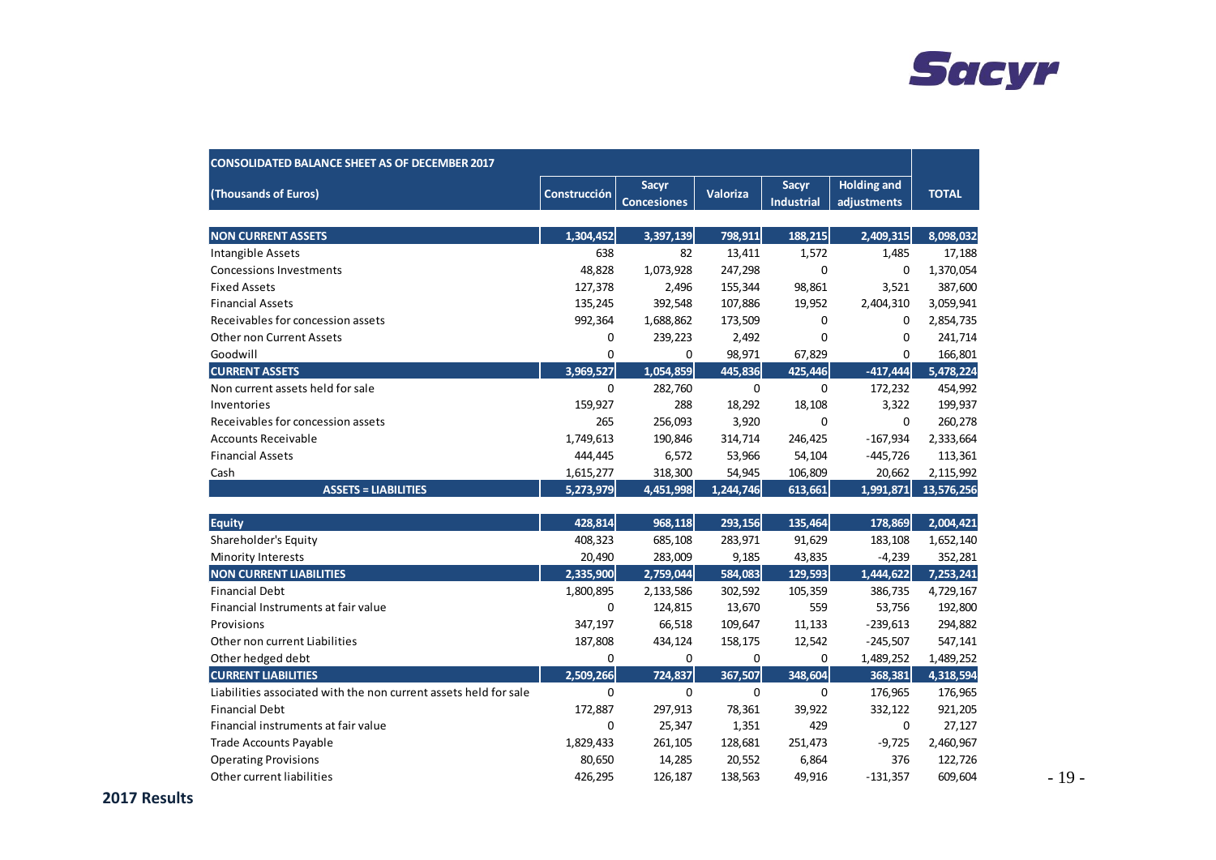| CONSOLIDATED BALANCE SHEET AS OF DECEMBER 2017 | | | | | | |
|---|---|---|---|---|---|---|
| (Thousands of Euros) | Construcción | Sacyr Concesiones | Valoriza | Sacyr Industrial | Holding and adjustments | TOTAL |
| **NON CURRENT ASSETS** | **1,304,452** | **3,397,139** | **798,911** | **188,215** | **2,409,315** | **8,098,032** |
| Intangible Assets | 638 | 82 | 13,411 | 1,572 | 1,485 | 17,188 |
| Concessions Investments | 48,828 | 1,073,928 | 247,298 | 0 | 0 | 1,370,054 |
| Fixed Assets | 127,378 | 2,496 | 155,344 | 98,861 | 3,521 | 387,600 |
| Financial Assets | 135,245 | 392,548 | 107,886 | 19,952 | 2,404,310 | 3,059,941 |
| Receivables for concession assets | 992,364 | 1,688,862 | 173,509 | 0 | 0 | 2,854,735 |
| Other non Current Assets | 0 | 239,223 | 2,492 | 0 | 0 | 241,714 |
| Goodwill | 0 | 0 | 98,971 | 67,829 | 0 | 166,801 |
| **CURRENT ASSETS** | **3,969,527** | **1,054,859** | **445,836** | **425,446** | **-417,444** | **5,478,224** |
| Non current assets held for sale | 0 | 282,760 | 0 | 0 | 172,232 | 454,992 |
| Inventories | 159,927 | 288 | 18,292 | 18,108 | 3,322 | 199,937 |
| Receivables for concession assets | 265 | 256,093 | 3,920 | 0 | 0 | 260,278 |
| Accounts Receivable | 1,749,613 | 190,846 | 314,714 | 246,425 | -167,934 | 2,333,664 |
| Financial Assets | 444,445 | 6,572 | 53,966 | 54,104 | -445,726 | 113,361 |
| Cash | 1,615,277 | 318,300 | 54,945 | 106,809 | 20,662 | 2,115,992 |
| **ASSETS = LIABILITIES** | **5,273,979** | **4,451,998** | **1,244,746** | **613,661** | **1,991,871** | **13,576,256** |
| **Equity** | **428,814** | **968,118** | **293,156** | **135,464** | **178,869** | **2,004,421** |
| Shareholder's Equity | 408,323 | 685,108 | 283,971 | 91,629 | 183,108 | 1,652,140 |
| Minority Interests | 20,490 | 283,009 | 9,185 | 43,835 | -4,239 | 352,281 |
| **NON CURRENT LIABILITIES** | **2,335,900** | **2,759,044** | **584,083** | **129,593** | **1,444,622** | **7,253,241** |
| Financial Debt | 1,800,895 | 2,133,586 | 302,592 | 105,359 | 386,735 | 4,729,167 |
| Financial Instruments at fair value | 0 | 124,815 | 13,670 | 559 | 53,756 | 192,800 |
| Provisions | 347,197 | 66,518 | 109,647 | 11,133 | -239,613 | 294,882 |
| Other non current Liabilities | 187,808 | 434,124 | 158,175 | 12,542 | -245,507 | 547,141 |
| Other hedged debt | 0 | 0 | 0 | 0 | 1,489,252 | 1,489,252 |
| **CURRENT LIABILITIES** | **2,509,266** | **724,837** | **367,507** | **348,604** | **368,381** | **4,318,594** |
| Liabilities associated with the non current assets held for sale | 0 | 0 | 0 | 0 | 176,965 | 176,965 |
| Financial Debt | 172,887 | 297,913 | 78,361 | 39,922 | 332,122 | 921,205 |
| Financial instruments at fair value | 0 | 25,347 | 1,351 | 429 | 0 | 27,127 |
| Trade Accounts Payable | 1,829,433 | 261,105 | 128,681 | 251,473 | -9,725 | 2,460,967 |
| Operating Provisions | 80,650 | 14,285 | 20,552 | 6,864 | 376 | 122,726 |
| Other current liabilities | 426,295 | 126,187 | 138,563 | 49,916 | -131,357 | 609,604 |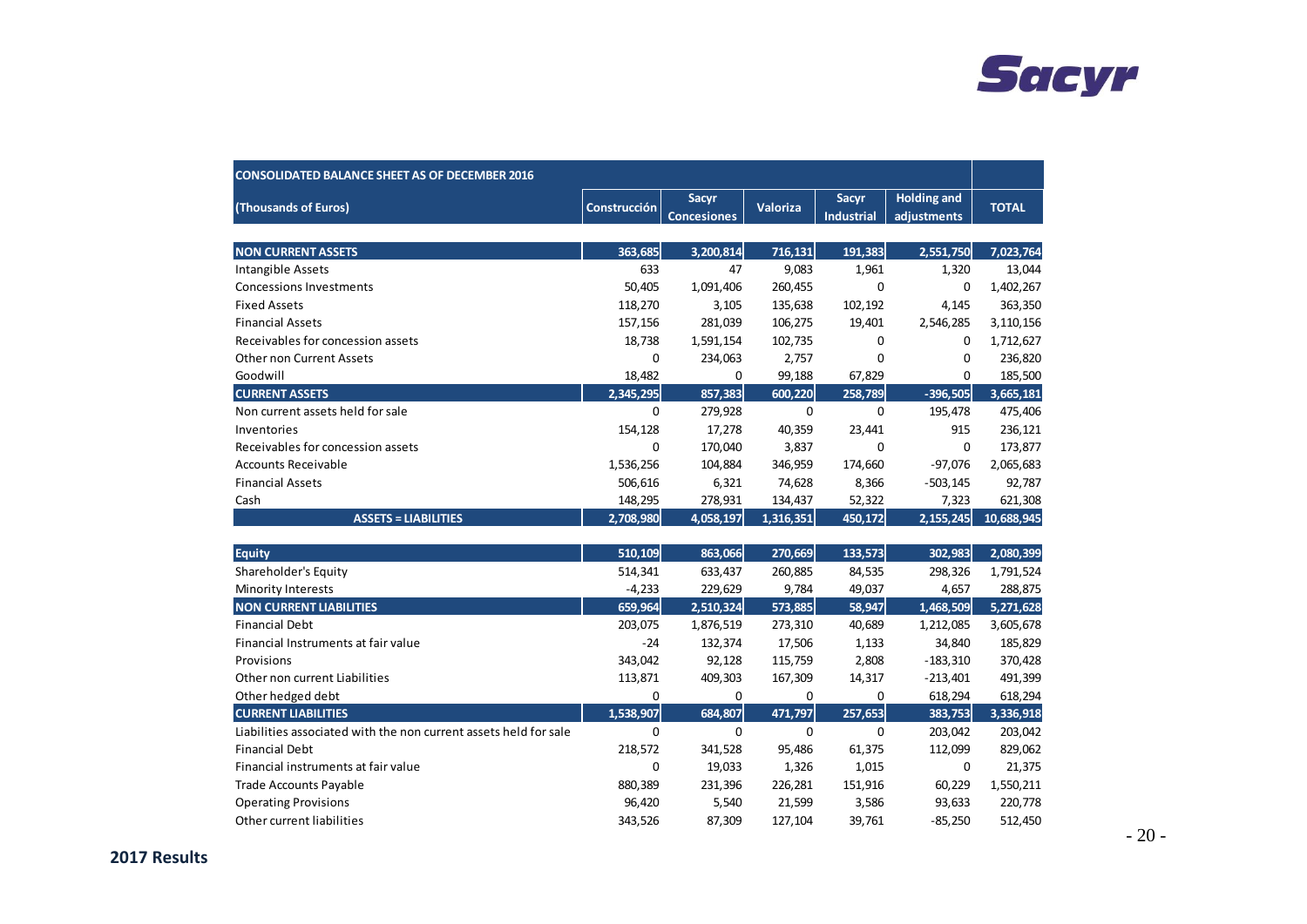| CONSOLIDATED BALANCE SHEET AS OF DECEMBER 2016 | | | | | | |
|---|---|---|---|---|---|---|
| (Thousands of Euros) | Construcción | Sacyr Concesiones | Valoriza | Sacyr Industrial | Holding and adjustments | TOTAL |
| **NON CURRENT ASSETS** | **363,685** | **3,200,814** | **716,131** | **191,383** | **2,551,750** | **7,023,764** |
| Intangible Assets | 633 | 47 | 9,083 | 1,961 | 1,320 | 13,044 |
| Concessions Investments | 50,405 | 1,091,406 | 260,455 | 0 | 0 | 1,402,267 |
| Fixed Assets | 118,270 | 3,105 | 135,638 | 102,192 | 4,145 | 363,350 |
| Financial Assets | 157,156 | 281,039 | 106,275 | 19,401 | 2,546,285 | 3,110,156 |
| Receivables for concession assets | 18,738 | 1,591,154 | 102,735 | 0 | 0 | 1,712,627 |
| Other non Current Assets | 0 | 234,063 | 2,757 | 0 | 0 | 236,820 |
| Goodwill | 18,482 | 0 | 99,188 | 67,829 | 0 | 185,500 |
| **CURRENT ASSETS** | **2,345,295** | **857,383** | **600,220** | **258,789** | **-396,505** | **3,665,181** |
| Non current assets held for sale | 0 | 279,928 | 0 | 0 | 195,478 | 475,406 |
| Inventories | 154,128 | 17,278 | 40,359 | 23,441 | 915 | 236,121 |
| Receivables for concession assets | 0 | 170,040 | 3,837 | 0 | 0 | 173,877 |
| Accounts Receivable | 1,536,256 | 104,884 | 346,959 | 174,660 | -97,076 | 2,065,683 |
| Financial Assets | 506,616 | 6,321 | 74,628 | 8,366 | -503,145 | 92,787 |
| Cash | 148,295 | 278,931 | 134,437 | 52,322 | 7,323 | 621,308 |
| **ASSETS = LIABILITIES** | **2,708,980** | **4,058,197** | **1,316,351** | **450,172** | **2,155,245** | **10,688,945** |
| | | | | | | |
| **Equity** | **510,109** | **863,066** | **270,669** | **133,573** | **302,983** | **2,080,399** |
| Shareholder's Equity | 514,341 | 633,437 | 260,885 | 84,535 | 298,326 | 1,791,524 |
| Minority Interests | -4,233 | 229,629 | 9,784 | 49,037 | 4,657 | 288,875 |
| **NON CURRENT LIABILITIES** | **659,964** | **2,510,324** | **573,885** | **58,947** | **1,468,509** | **5,271,628** |
| Financial Debt | 203,075 | 1,876,519 | 273,310 | 40,689 | 1,212,085 | 3,605,678 |
| Financial Instruments at fair value | -24 | 132,374 | 17,506 | 1,133 | 34,840 | 185,829 |
| Provisions | 343,042 | 92,128 | 115,759 | 2,808 | -183,310 | 370,428 |
| Other non current Liabilities | 113,871 | 409,303 | 167,309 | 14,317 | -213,401 | 491,399 |
| Other hedged debt | 0 | 0 | 0 | 0 | 618,294 | 618,294 |
| **CURRENT LIABILITIES** | **1,538,907** | **684,807** | **471,797** | **257,653** | **383,753** | **3,336,918** |
| Liabilities associated with the non current assets held for sale | 0 | 0 | 0 | 0 | 203,042 | 203,042 |
| Financial Debt | 218,572 | 341,528 | 95,486 | 61,375 | 112,099 | 829,062 |
| Financial instruments at fair value | 0 | 19,033 | 1,326 | 1,015 | 0 | 21,375 |
| Trade Accounts Payable | 880,389 | 231,396 | 226,281 | 151,916 | 60,229 | 1,550,211 |
| Operating Provisions | 96,420 | 5,540 | 21,599 | 3,586 | 93,633 | 220,778 |
| Other current liabilities | 343,526 | 87,309 | 127,104 | 39,761 | -85,250 | 512,450 |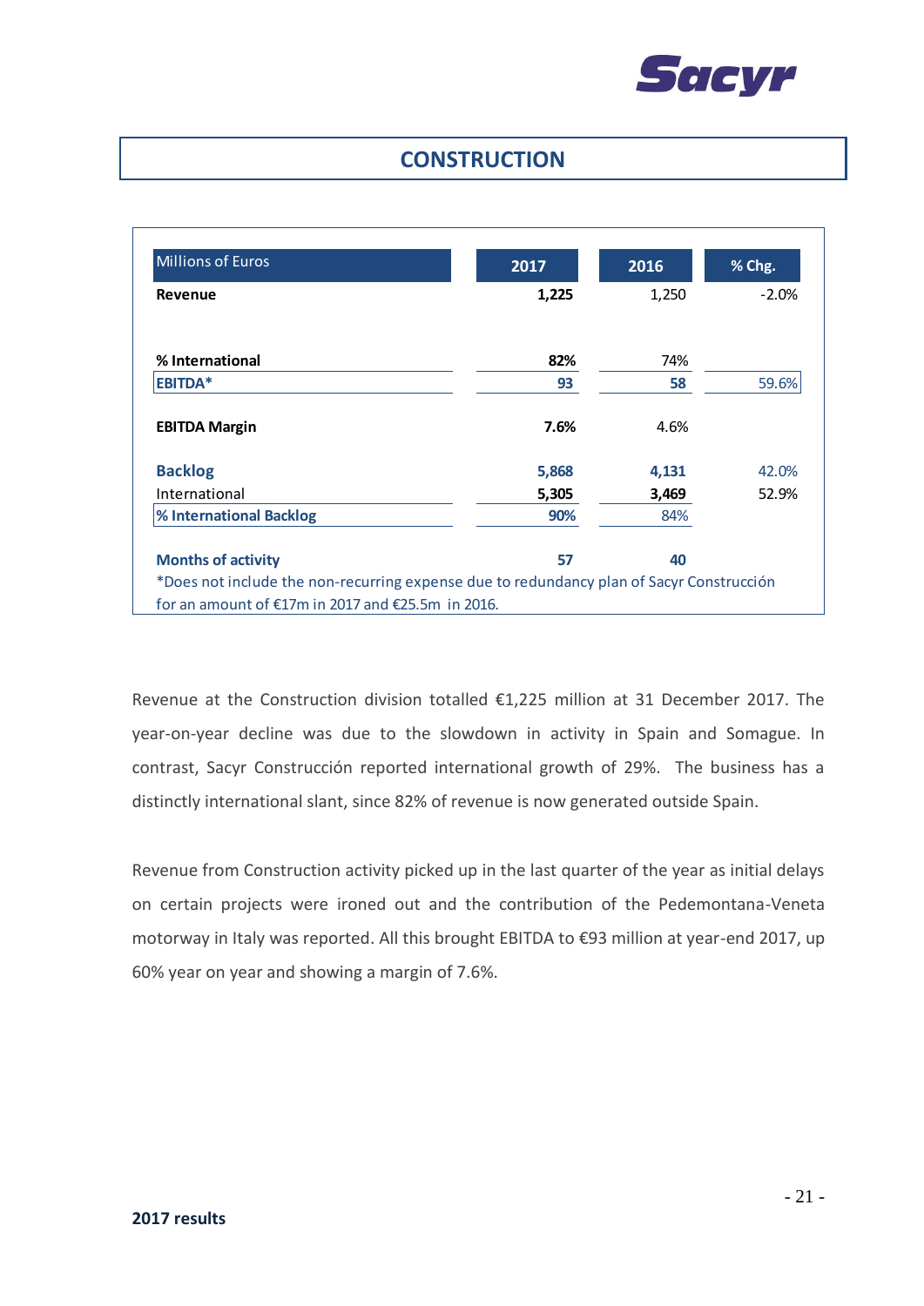## CONSTRUCTION

| Millions of Euros | 2017 | 2016 | % Chg. |
|---|---|---|---|
| **Revenue** | **1,225** | 1,250 | -2.0% |
| | | | |
| **% International** | **82%** | 74% | |
| **EBITDA*** | **93** | **58** | 59.6% |
| | | | |
| **EBITDA Margin** | **7.6%** | 4.6% | |
| | | | |
| **Backlog** | **5,868** | **4,131** | 42.0% |
| International | **5,305** | **3,469** | 52.9% |
| **% International Backlog** | **90%** | 84% | |
| | | | |
| **Months of activity** | **57** | **40** | |

*Does not include the non-recurring expense due to redundancy plan of Sacyr Construcción for an amount of €17m in 2017 and €25.5m in 2016.

Revenue at the Construction division totalled €1,225 million at 31 December 2017. The year-on-year decline was due to the slowdown in activity in Spain and Somague. In contrast, Sacyr Construcción reported international growth of 29%. The business has a distinctly international slant, since 82% of revenue is now generated outside Spain.

Revenue from Construction activity picked up in the last quarter of the year as initial delays on certain projects were ironed out and the contribution of the Pedemontana-Veneta motorway in Italy was reported. All this brought EBITDA to €93 million at year-end 2017, up 60% year on year and showing a margin of 7.6%.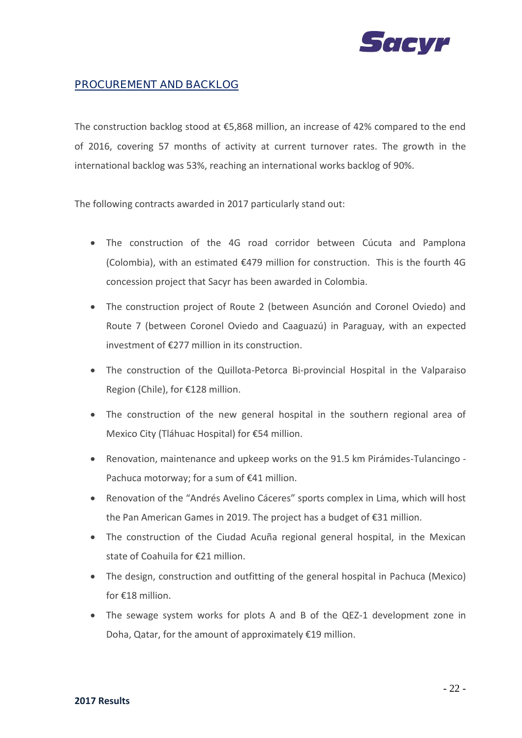## PROCUREMENT AND BACKLOG

The construction backlog stood at €5,868 million, an increase of 42% compared to the end of 2016, covering 57 months of activity at current turnover rates. The growth in the international backlog was 53%, reaching an international works backlog of 90%.

The following contracts awarded in 2017 particularly stand out:

- The construction of the 4G road corridor between Cúcuta and Pamplona (Colombia), with an estimated €479 million for construction. This is the fourth 4G concession project that Sacyr has been awarded in Colombia.
- The construction project of Route 2 (between Asunción and Coronel Oviedo) and Route 7 (between Coronel Oviedo and Caaguazú) in Paraguay, with an expected investment of €277 million in its construction.
- The construction of the Quillota-Petorca Bi-provincial Hospital in the Valparaiso Region (Chile), for €128 million.
- The construction of the new general hospital in the southern regional area of Mexico City (Tláhuac Hospital) for €54 million.
- Renovation, maintenance and upkeep works on the 91.5 km Pirámides-Tulancingo - Pachuca motorway; for a sum of €41 million.
- Renovation of the "Andrés Avelino Cáceres" sports complex in Lima, which will host the Pan American Games in 2019. The project has a budget of €31 million.
- The construction of the Ciudad Acuña regional general hospital, in the Mexican state of Coahuila for €21 million.
- The design, construction and outfitting of the general hospital in Pachuca (Mexico) for €18 million.
- The sewage system works for plots A and B of the QEZ-1 development zone in Doha, Qatar, for the amount of approximately €19 million.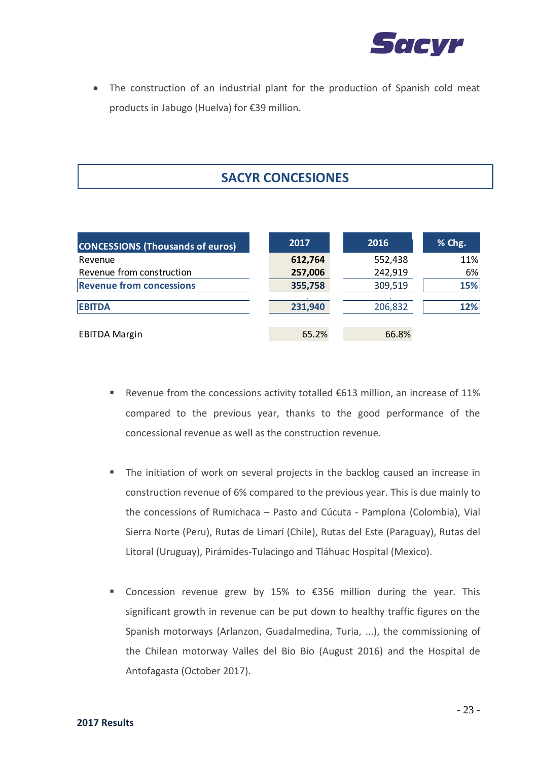- The construction of an industrial plant for the production of Spanish cold meat products in Jabugo (Huelva) for €39 million.

## SACYR CONCESIONES

| CONCESSIONS (Thousands of euros) | 2017 | 2016 | % Chg. |
|---|---|---|---|
| Revenue | **612,764** | 552,438 | 11% |
| Revenue from construction | **257,006** | 242,919 | 6% |
| **Revenue from concessions** | **355,758** | 309,519 | **15%** |
| **EBITDA** | **231,940** | 206,832 | **12%** |
| EBITDA Margin | 65.2% | 66.8% | |

- Revenue from the concessions activity totalled €613 million, an increase of 11% compared to the previous year, thanks to the good performance of the concessional revenue as well as the construction revenue.

- The initiation of work on several projects in the backlog caused an increase in construction revenue of 6% compared to the previous year. This is due mainly to the concessions of Rumichaca – Pasto and Cúcuta - Pamplona (Colombia), Vial Sierra Norte (Peru), Rutas de Limarí (Chile), Rutas del Este (Paraguay), Rutas del Litoral (Uruguay), Pirámides-Tulacingo and Tláhuac Hospital (Mexico).

- Concession revenue grew by 15% to €356 million during the year. This significant growth in revenue can be put down to healthy traffic figures on the Spanish motorways (Arlanzon, Guadalmedina, Turia, ...), the commissioning of the Chilean motorway Valles del Bio Bio (August 2016) and the Hospital de Antofagasta (October 2017).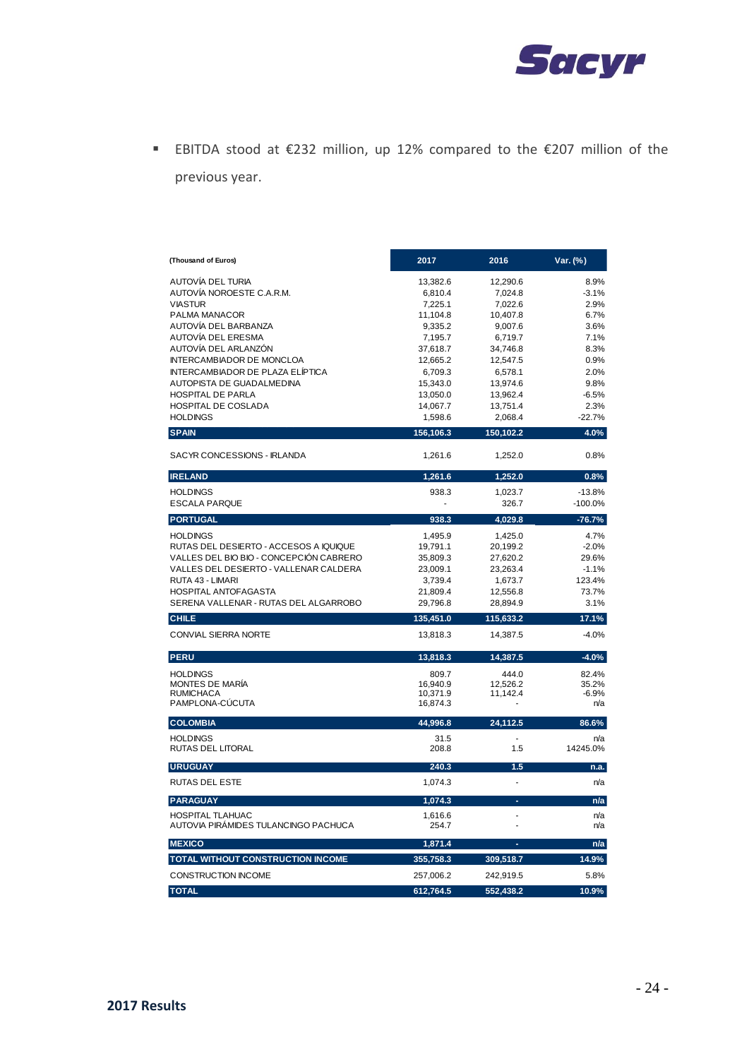- EBITDA stood at €232 million, up 12% compared to the €207 million of the previous year.

| (Thousand of Euros) | 2017 | 2016 | Var. (%) |
|---|---|---|---|
| AUTOVÍA DEL TURIA | 13,382.6 | 12,290.6 | 8.9% |
| AUTOVÍA NOROESTE C.A.R.M. | 6,810.4 | 7,024.8 | -3.1% |
| VIASTUR | 7,225.1 | 7,022.6 | 2.9% |
| PALMA MANACOR | 11,104.8 | 10,407.8 | 6.7% |
| AUTOVÍA DEL BARBANZA | 9,335.2 | 9,007.6 | 3.6% |
| AUTOVÍA DEL ERESMA | 7,195.7 | 6,719.7 | 7.1% |
| AUTOVÍA DEL ARLANZÓN | 37,618.7 | 34,746.8 | 8.3% |
| INTERCAMBIADOR DE MONCLOA | 12,665.2 | 12,547.5 | 0.9% |
| INTERCAMBIADOR DE PLAZA ELÍPTICA | 6,709.3 | 6,578.1 | 2.0% |
| AUTOPISTA DE GUADALMEDINA | 15,343.0 | 13,974.6 | 9.8% |
| HOSPITAL DE PARLA | 13,050.0 | 13,962.4 | -6.5% |
| HOSPITAL DE COSLADA | 14,067.7 | 13,751.4 | 2.3% |
| HOLDINGS | 1,598.6 | 2,068.4 | -22.7% |
| **SPAIN** | **156,106.3** | **150,102.2** | **4.0%** |
| SACYR CONCESSIONS - IRLANDA | 1,261.6 | 1,252.0 | 0.8% |
| **IRELAND** | **1,261.6** | **1,252.0** | **0.8%** |
| HOLDINGS | 938.3 | 1,023.7 | -13.8% |
| ESCALA PARQUE | - | 326.7 | -100.0% |
| **PORTUGAL** | **938.3** | **4,029.8** | **-76.7%** |
| HOLDINGS | 1,495.9 | 1,425.0 | 4.7% |
| RUTAS DEL DESIERTO - ACCESOS A IQUIQUE | 19,791.1 | 20,199.2 | -2.0% |
| VALLES DEL BIO BIO - CONCEPCIÓN CABRERO | 35,809.3 | 27,620.2 | 29.6% |
| VALLES DEL DESIERTO - VALLENAR CALDERA | 23,009.1 | 23,263.4 | -1.1% |
| RUTA 43 - LIMARI | 3,739.4 | 1,673.7 | 123.4% |
| HOSPITAL ANTOFAGASTA | 21,809.4 | 12,556.8 | 73.7% |
| SERENA VALLENAR - RUTAS DEL ALGARROBO | 29,796.8 | 28,894.9 | 3.1% |
| **CHILE** | **135,451.0** | **115,633.2** | **17.1%** |
| CONVIAL SIERRA NORTE | 13,818.3 | 14,387.5 | -4.0% |
| **PERU** | **13,818.3** | **14,387.5** | **-4.0%** |
| HOLDINGS | 809.7 | 444.0 | 82.4% |
| MONTES DE MARÍA | 16,940.9 | 12,526.2 | 35.2% |
| RUMICHACA | 10,371.9 | 11,142.4 | -6.9% |
| PAMPLONA-CÚCUTA | 16,874.3 | - | n/a |
| **COLOMBIA** | **44,996.8** | **24,112.5** | **86.6%** |
| HOLDINGS | 31.5 | - | n/a |
| RUTAS DEL LITORAL | 208.8 | 1.5 | 14245.0% |
| **URUGUAY** | **240.3** | **1.5** | **n.a.** |
| RUTAS DEL ESTE | 1,074.3 | - | n/a |
| **PARAGUAY** | **1,074.3** | **-** | **n/a** |
| HOSPITAL TLAHUAC | 1,616.6 | - | n/a |
| AUTOVIA PIRÁMIDES TULANCINGO PACHUCA | 254.7 | - | n/a |
| **MEXICO** | **1,871.4** | **-** | **n/a** |
| **TOTAL WITHOUT CONSTRUCTION INCOME** | **355,758.3** | **309,518.7** | **14.9%** |
| CONSTRUCTION INCOME | 257,006.2 | 242,919.5 | 5.8% |
| **TOTAL** | **612,764.5** | **552,438.2** | **10.9%** |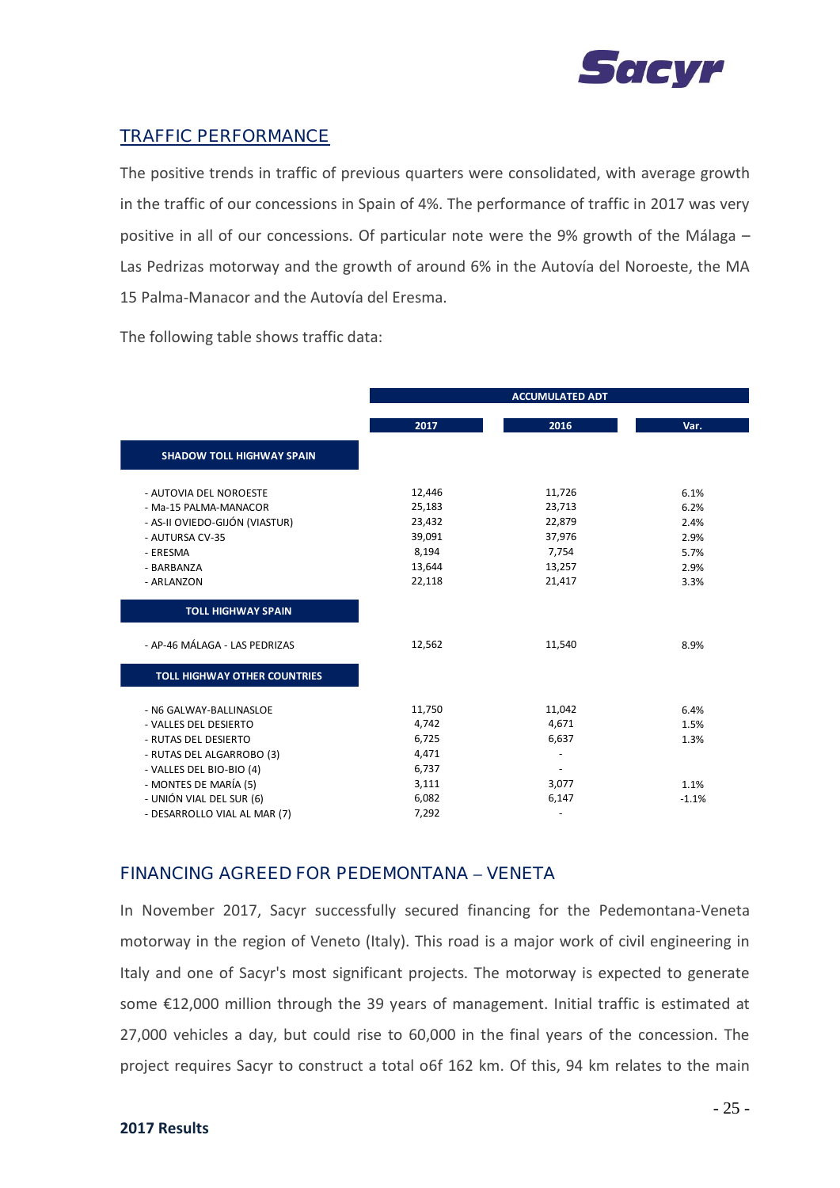## TRAFFIC PERFORMANCE

The positive trends in traffic of previous quarters were consolidated, with average growth in the traffic of our concessions in Spain of 4%. The performance of traffic in 2017 was very positive in all of our concessions. Of particular note were the 9% growth of the Málaga – Las Pedrizas motorway and the growth of around 6% in the Autovía del Noroeste, the MA 15 Palma-Manacor and the Autovía del Eresma.

The following table shows traffic data:

| | ACCUMULATED ADT | | |
|---|---|---|---|
| | 2017 | 2016 | Var. |
| **SHADOW TOLL HIGHWAY SPAIN** | | | |
| - AUTOVIA DEL NOROESTE | 12,446 | 11,726 | 6.1% |
| - Ma-15 PALMA-MANACOR | 25,183 | 23,713 | 6.2% |
| - AS-II OVIEDO-GIJÓN (VIASTUR) | 23,432 | 22,879 | 2.4% |
| - AUTURSA CV-35 | 39,091 | 37,976 | 2.9% |
| - ERESMA | 8,194 | 7,754 | 5.7% |
| - BARBANZA | 13,644 | 13,257 | 2.9% |
| - ARLANZON | 22,118 | 21,417 | 3.3% |
| **TOLL HIGHWAY SPAIN** | | | |
| - AP-46 MÁLAGA - LAS PEDRIZAS | 12,562 | 11,540 | 8.9% |
| **TOLL HIGHWAY OTHER COUNTRIES** | | | |
| - N6 GALWAY-BALLINASLOE | 11,750 | 11,042 | 6.4% |
| - VALLES DEL DESIERTO | 4,742 | 4,671 | 1.5% |
| - RUTAS DEL DESIERTO | 6,725 | 6,637 | 1.3% |
| - RUTAS DEL ALGARROBO (3) | 4,471 | - | |
| - VALLES DEL BIO-BIO (4) | 6,737 | - | |
| - MONTES DE MARÍA (5) | 3,111 | 3,077 | 1.1% |
| - UNIÓN VIAL DEL SUR (6) | 6,082 | 6,147 | -1.1% |
| - DESARROLLO VIAL AL MAR (7) | 7,292 | - | |

## FINANCING AGREED FOR PEDEMONTANA – VENETA

In November 2017, Sacyr successfully secured financing for the Pedemontana-Veneta motorway in the region of Veneto (Italy). This road is a major work of civil engineering in Italy and one of Sacyr's most significant projects. The motorway is expected to generate some €12,000 million through the 39 years of management. Initial traffic is estimated at 27,000 vehicles a day, but could rise to 60,000 in the final years of the concession. The project requires Sacyr to construct a total o6f 162 km. Of this, 94 km relates to the main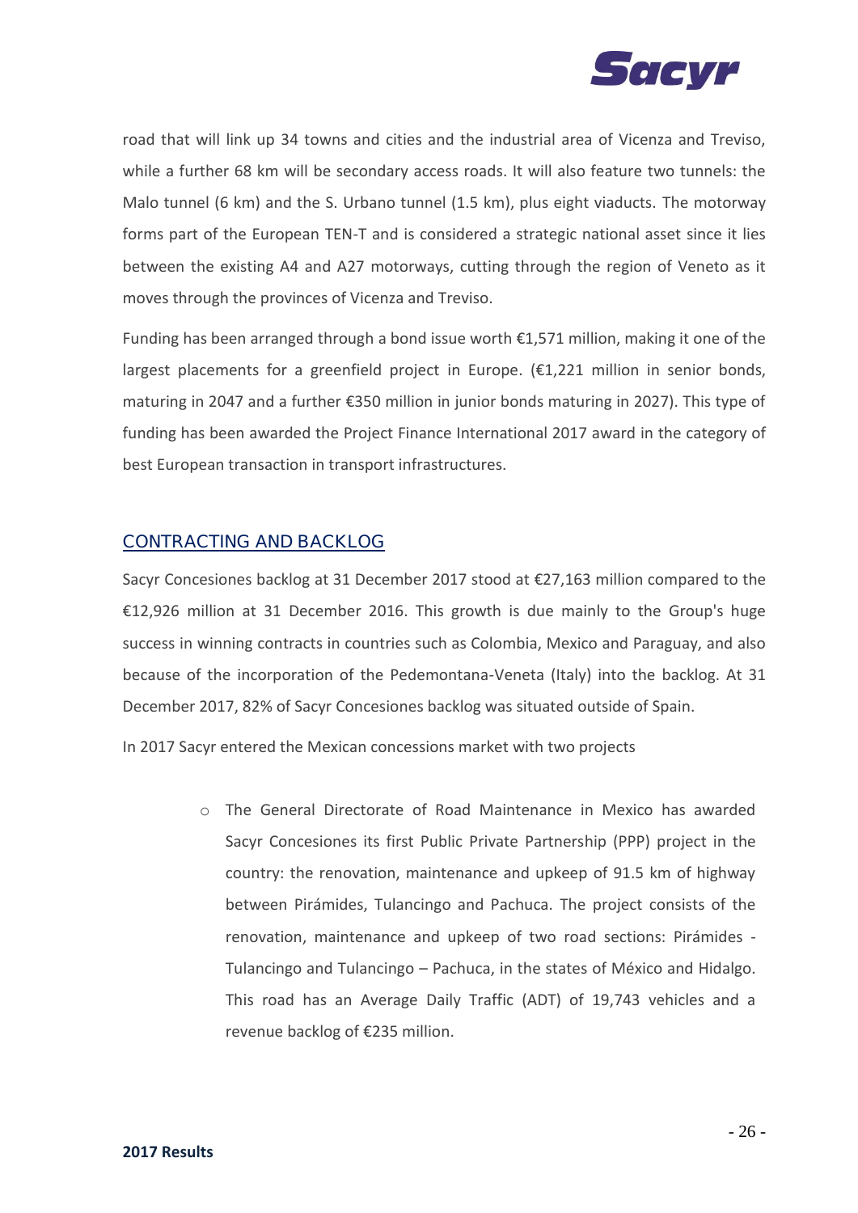road that will link up 34 towns and cities and the industrial area of Vicenza and Treviso, while a further 68 km will be secondary access roads. It will also feature two tunnels: the Malo tunnel (6 km) and the S. Urbano tunnel (1.5 km), plus eight viaducts. The motorway forms part of the European TEN-T and is considered a strategic national asset since it lies between the existing A4 and A27 motorways, cutting through the region of Veneto as it moves through the provinces of Vicenza and Treviso.

Funding has been arranged through a bond issue worth €1,571 million, making it one of the largest placements for a greenfield project in Europe. (€1,221 million in senior bonds, maturing in 2047 and a further €350 million in junior bonds maturing in 2027). This type of funding has been awarded the Project Finance International 2017 award in the category of best European transaction in transport infrastructures.

## CONTRACTING AND BACKLOG

Sacyr Concesiones backlog at 31 December 2017 stood at €27,163 million compared to the €12,926 million at 31 December 2016. This growth is due mainly to the Group's huge success in winning contracts in countries such as Colombia, Mexico and Paraguay, and also because of the incorporation of the Pedemontana-Veneta (Italy) into the backlog. At 31 December 2017, 82% of Sacyr Concesiones backlog was situated outside of Spain.

In 2017 Sacyr entered the Mexican concessions market with two projects

- The General Directorate of Road Maintenance in Mexico has awarded Sacyr Concesiones its first Public Private Partnership (PPP) project in the country: the renovation, maintenance and upkeep of 91.5 km of highway between Pirámides, Tulancingo and Pachuca. The project consists of the renovation, maintenance and upkeep of two road sections: Pirámides - Tulancingo and Tulancingo – Pachuca, in the states of México and Hidalgo. This road has an Average Daily Traffic (ADT) of 19,743 vehicles and a revenue backlog of €235 million.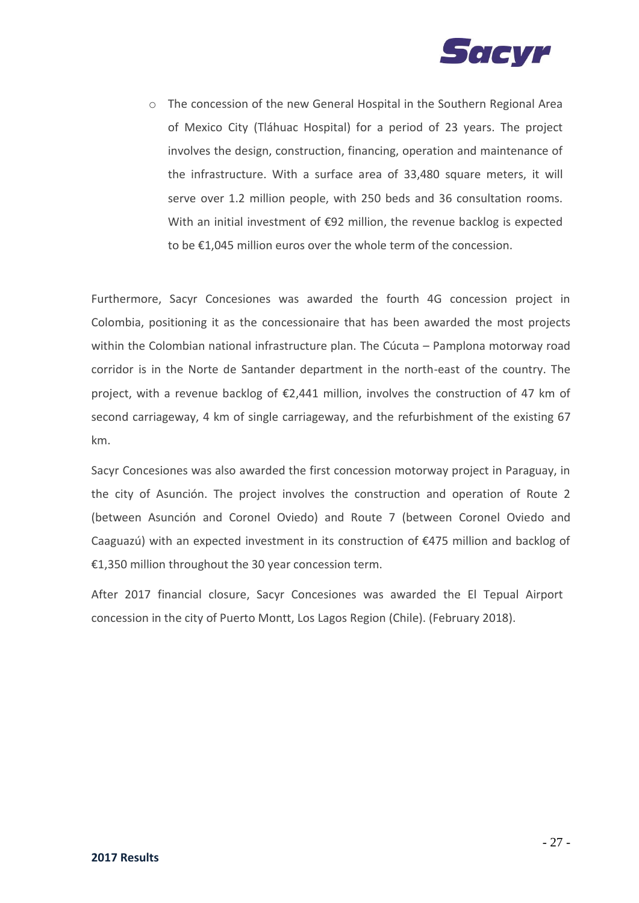- The concession of the new General Hospital in the Southern Regional Area of Mexico City (Tláhuac Hospital) for a period of 23 years. The project involves the design, construction, financing, operation and maintenance of the infrastructure. With a surface area of 33,480 square meters, it will serve over 1.2 million people, with 250 beds and 36 consultation rooms. With an initial investment of €92 million, the revenue backlog is expected to be €1,045 million euros over the whole term of the concession.

Furthermore, Sacyr Concesiones was awarded the fourth 4G concession project in Colombia, positioning it as the concessionaire that has been awarded the most projects within the Colombian national infrastructure plan. The Cúcuta – Pamplona motorway road corridor is in the Norte de Santander department in the north-east of the country. The project, with a revenue backlog of €2,441 million, involves the construction of 47 km of second carriageway, 4 km of single carriageway, and the refurbishment of the existing 67 km.

Sacyr Concesiones was also awarded the first concession motorway project in Paraguay, in the city of Asunción. The project involves the construction and operation of Route 2 (between Asunción and Coronel Oviedo) and Route 7 (between Coronel Oviedo and Caaguazú) with an expected investment in its construction of €475 million and backlog of €1,350 million throughout the 30 year concession term.

After 2017 financial closure, Sacyr Concesiones was awarded the El Tepual Airport concession in the city of Puerto Montt, Los Lagos Region (Chile). (February 2018).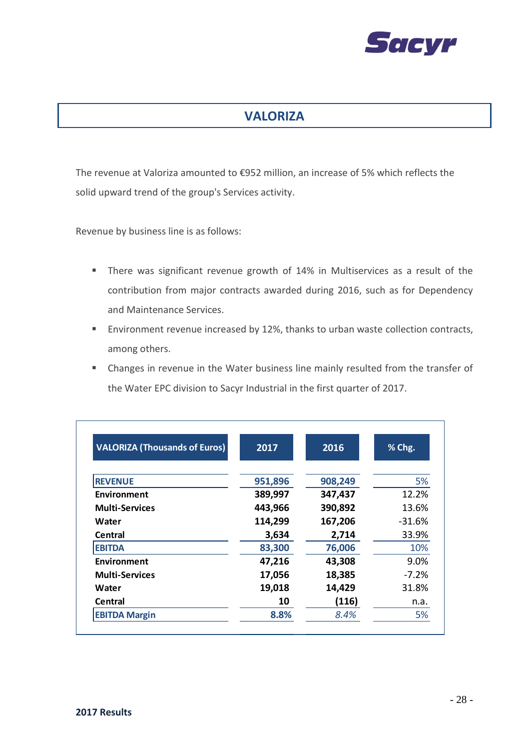# VALORIZA

The revenue at Valoriza amounted to €952 million, an increase of 5% which reflects the solid upward trend of the group's Services activity.

Revenue by business line is as follows:

- There was significant revenue growth of 14% in Multiservices as a result of the contribution from major contracts awarded during 2016, such as for Dependency and Maintenance Services.
- Environment revenue increased by 12%, thanks to urban waste collection contracts, among others.
- Changes in revenue in the Water business line mainly resulted from the transfer of the Water EPC division to Sacyr Industrial in the first quarter of 2017.

| VALORIZA (Thousands of Euros) | 2017 | 2016 | % Chg. |
|---|---|---|---|
| **REVENUE** | **951,896** | **908,249** | 5% |
| **Environment** | **389,997** | **347,437** | 12.2% |
| **Multi-Services** | **443,966** | **390,892** | 13.6% |
| **Water** | **114,299** | **167,206** | -31.6% |
| **Central** | **3,634** | **2,714** | 33.9% |
| **EBITDA** | **83,300** | **76,006** | 10% |
| **Environment** | **47,216** | **43,308** | 9.0% |
| **Multi-Services** | **17,056** | **18,385** | -7.2% |
| **Water** | **19,018** | **14,429** | 31.8% |
| **Central** | **10** | **(116)** | n.a. |
| **EBITDA Margin** | **8.8%** | *8.4%* | 5% |

**2017 Results**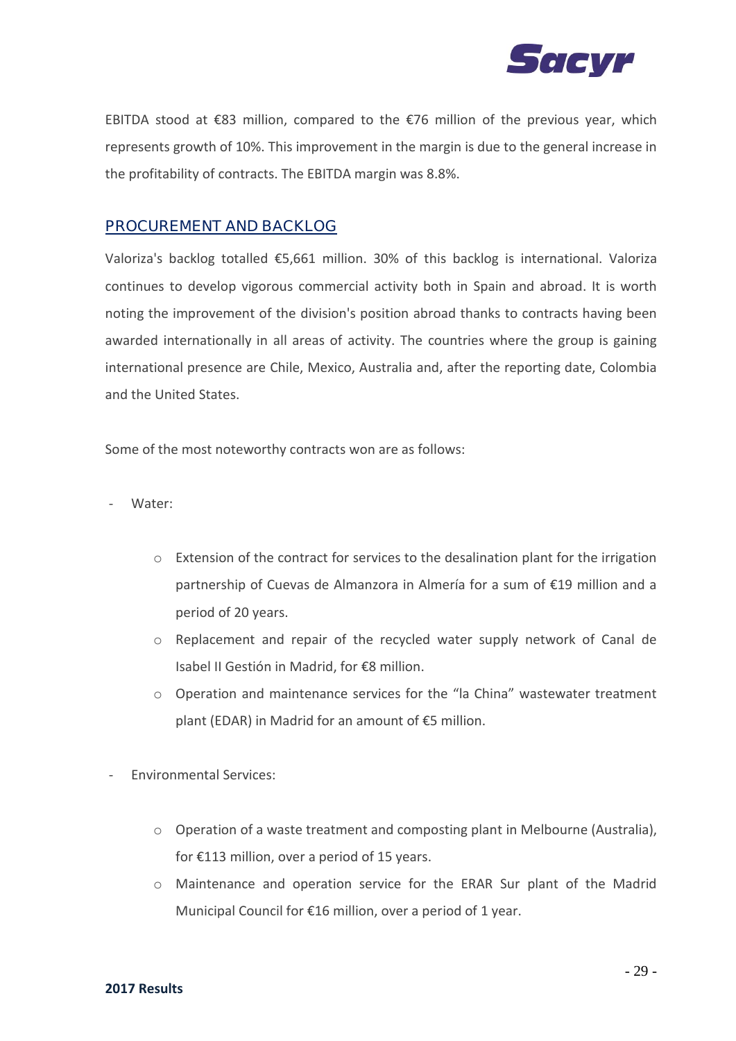EBITDA stood at €83 million, compared to the €76 million of the previous year, which represents growth of 10%. This improvement in the margin is due to the general increase in the profitability of contracts. The EBITDA margin was 8.8%.

## PROCUREMENT AND BACKLOG

Valoriza's backlog totalled €5,661 million. 30% of this backlog is international. Valoriza continues to develop vigorous commercial activity both in Spain and abroad. It is worth noting the improvement of the division's position abroad thanks to contracts having been awarded internationally in all areas of activity. The countries where the group is gaining international presence are Chile, Mexico, Australia and, after the reporting date, Colombia and the United States.

Some of the most noteworthy contracts won are as follows:

- Water:
  - Extension of the contract for services to the desalination plant for the irrigation partnership of Cuevas de Almanzora in Almería for a sum of €19 million and a period of 20 years.
  - Replacement and repair of the recycled water supply network of Canal de Isabel II Gestión in Madrid, for €8 million.
  - Operation and maintenance services for the "la China" wastewater treatment plant (EDAR) in Madrid for an amount of €5 million.
- Environmental Services:
  - Operation of a waste treatment and composting plant in Melbourne (Australia), for €113 million, over a period of 15 years.
  - Maintenance and operation service for the ERAR Sur plant of the Madrid Municipal Council for €16 million, over a period of 1 year.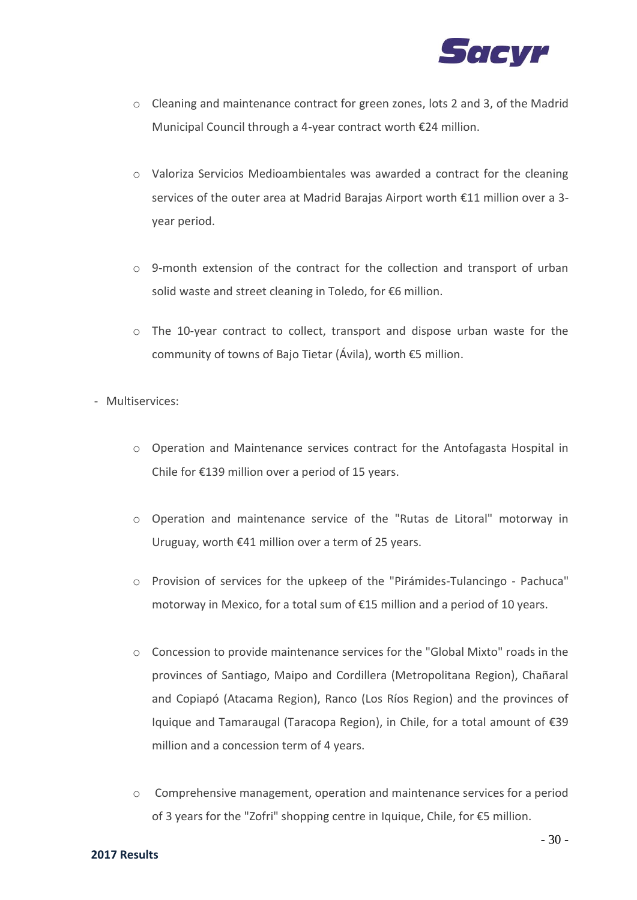- Cleaning and maintenance contract for green zones, lots 2 and 3, of the Madrid Municipal Council through a 4-year contract worth €24 million.
- Valoriza Servicios Medioambientales was awarded a contract for the cleaning services of the outer area at Madrid Barajas Airport worth €11 million over a 3-year period.
- 9-month extension of the contract for the collection and transport of urban solid waste and street cleaning in Toledo, for €6 million.
- The 10-year contract to collect, transport and dispose urban waste for the community of towns of Bajo Tietar (Ávila), worth €5 million.

- Multiservices:
  - Operation and Maintenance services contract for the Antofagasta Hospital in Chile for €139 million over a period of 15 years.
  - Operation and maintenance service of the "Rutas de Litoral" motorway in Uruguay, worth €41 million over a term of 25 years.
  - Provision of services for the upkeep of the "Pirámides-Tulancingo - Pachuca" motorway in Mexico, for a total sum of €15 million and a period of 10 years.
  - Concession to provide maintenance services for the "Global Mixto" roads in the provinces of Santiago, Maipo and Cordillera (Metropolitana Region), Chañaral and Copiapó (Atacama Region), Ranco (Los Ríos Region) and the provinces of Iquique and Tamaraugal (Taracopa Region), in Chile, for a total amount of €39 million and a concession term of 4 years.
  - Comprehensive management, operation and maintenance services for a period of 3 years for the "Zofri" shopping centre in Iquique, Chile, for €5 million.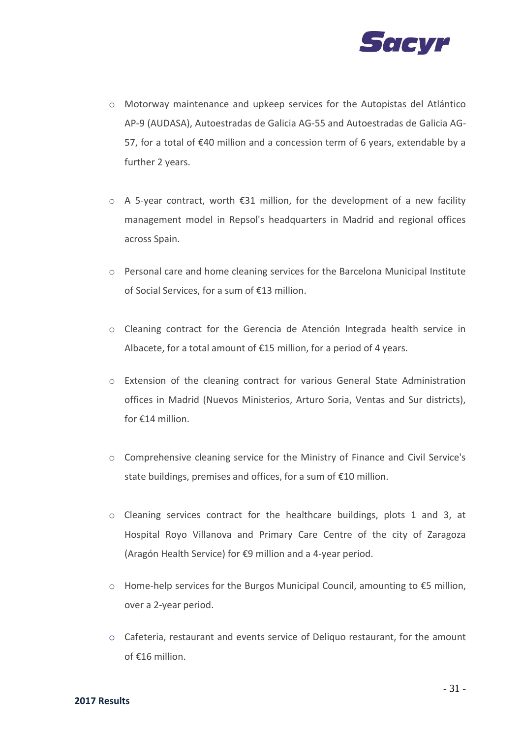- Motorway maintenance and upkeep services for the Autopistas del Atlántico AP-9 (AUDASA), Autoestradas de Galicia AG-55 and Autoestradas de Galicia AG-57, for a total of €40 million and a concession term of 6 years, extendable by a further 2 years.

- A 5-year contract, worth €31 million, for the development of a new facility management model in Repsol's headquarters in Madrid and regional offices across Spain.

- Personal care and home cleaning services for the Barcelona Municipal Institute of Social Services, for a sum of €13 million.

- Cleaning contract for the Gerencia de Atención Integrada health service in Albacete, for a total amount of €15 million, for a period of 4 years.

- Extension of the cleaning contract for various General State Administration offices in Madrid (Nuevos Ministerios, Arturo Soria, Ventas and Sur districts), for €14 million.

- Comprehensive cleaning service for the Ministry of Finance and Civil Service's state buildings, premises and offices, for a sum of €10 million.

- Cleaning services contract for the healthcare buildings, plots 1 and 3, at Hospital Royo Villanova and Primary Care Centre of the city of Zaragoza (Aragón Health Service) for €9 million and a 4-year period.

- Home-help services for the Burgos Municipal Council, amounting to €5 million, over a 2-year period.

- Cafeteria, restaurant and events service of Deliquo restaurant, for the amount of €16 million.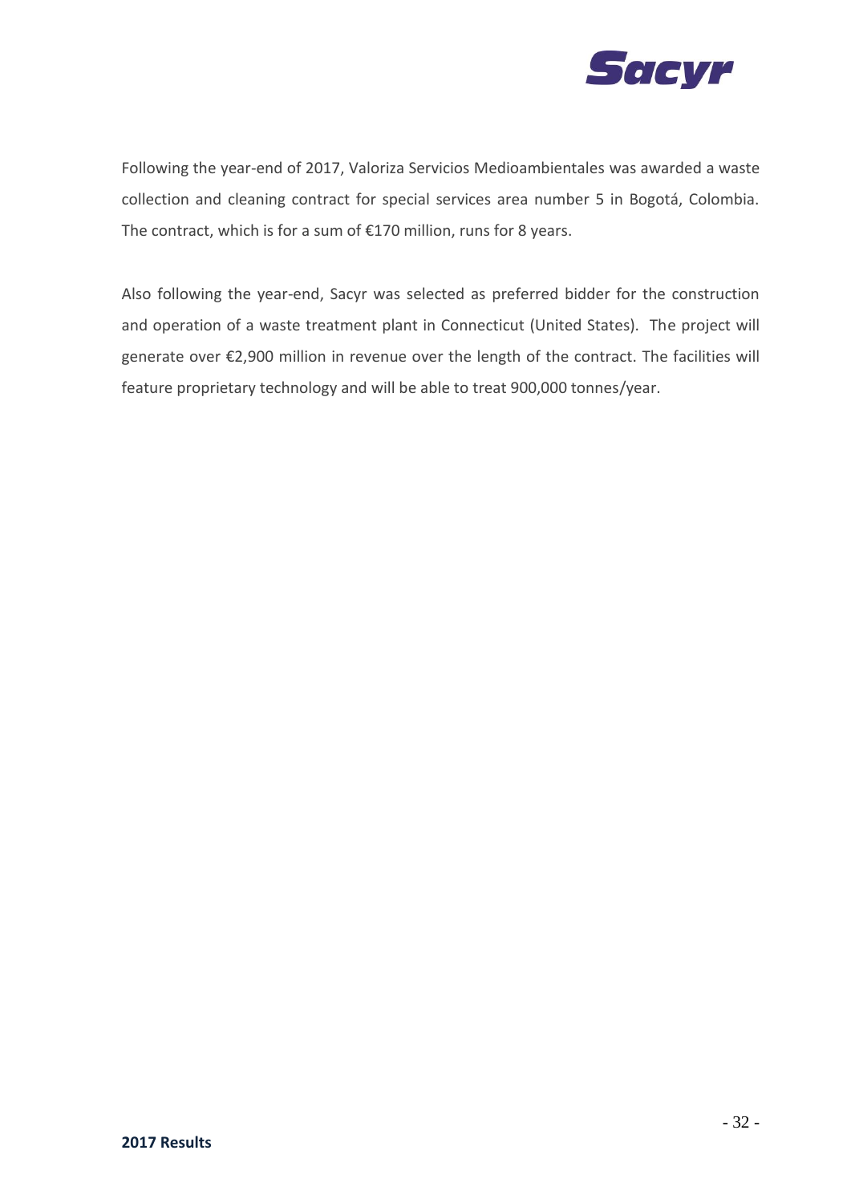Following the year-end of 2017, Valoriza Servicios Medioambientales was awarded a waste collection and cleaning contract for special services area number 5 in Bogotá, Colombia. The contract, which is for a sum of €170 million, runs for 8 years.

Also following the year-end, Sacyr was selected as preferred bidder for the construction and operation of a waste treatment plant in Connecticut (United States). The project will generate over €2,900 million in revenue over the length of the contract. The facilities will feature proprietary technology and will be able to treat 900,000 tonnes/year.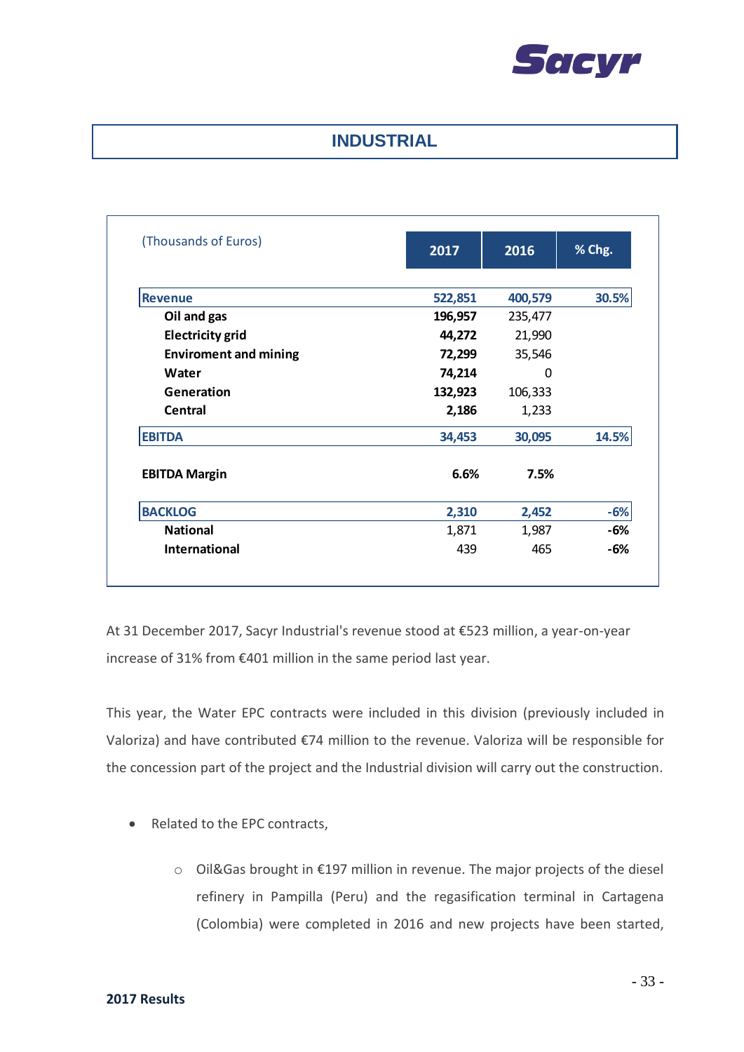# INDUSTRIAL

| (Thousands of Euros) | 2017 | 2016 | % Chg. |
|---|---|---|---|
| **Revenue** | **522,851** | **400,579** | **30.5%** |
| **Oil and gas** | **196,957** | 235,477 | |
| **Electricity grid** | **44,272** | 21,990 | |
| **Enviroment and mining** | **72,299** | 35,546 | |
| **Water** | **74,214** | 0 | |
| **Generation** | **132,923** | 106,333 | |
| **Central** | **2,186** | 1,233 | |
| **EBITDA** | **34,453** | **30,095** | **14.5%** |
| **EBITDA Margin** | **6.6%** | **7.5%** | |
| **BACKLOG** | **2,310** | **2,452** | **-6%** |
| **National** | 1,871 | 1,987 | **-6%** |
| **International** | 439 | 465 | **-6%** |

At 31 December 2017, Sacyr Industrial's revenue stood at €523 million, a year-on-year increase of 31% from €401 million in the same period last year.

This year, the Water EPC contracts were included in this division (previously included in Valoriza) and have contributed €74 million to the revenue. Valoriza will be responsible for the concession part of the project and the Industrial division will carry out the construction.

- Related to the EPC contracts,
  - Oil&Gas brought in €197 million in revenue. The major projects of the diesel refinery in Pampilla (Peru) and the regasification terminal in Cartagena (Colombia) were completed in 2016 and new projects have been started,

**2017 Results**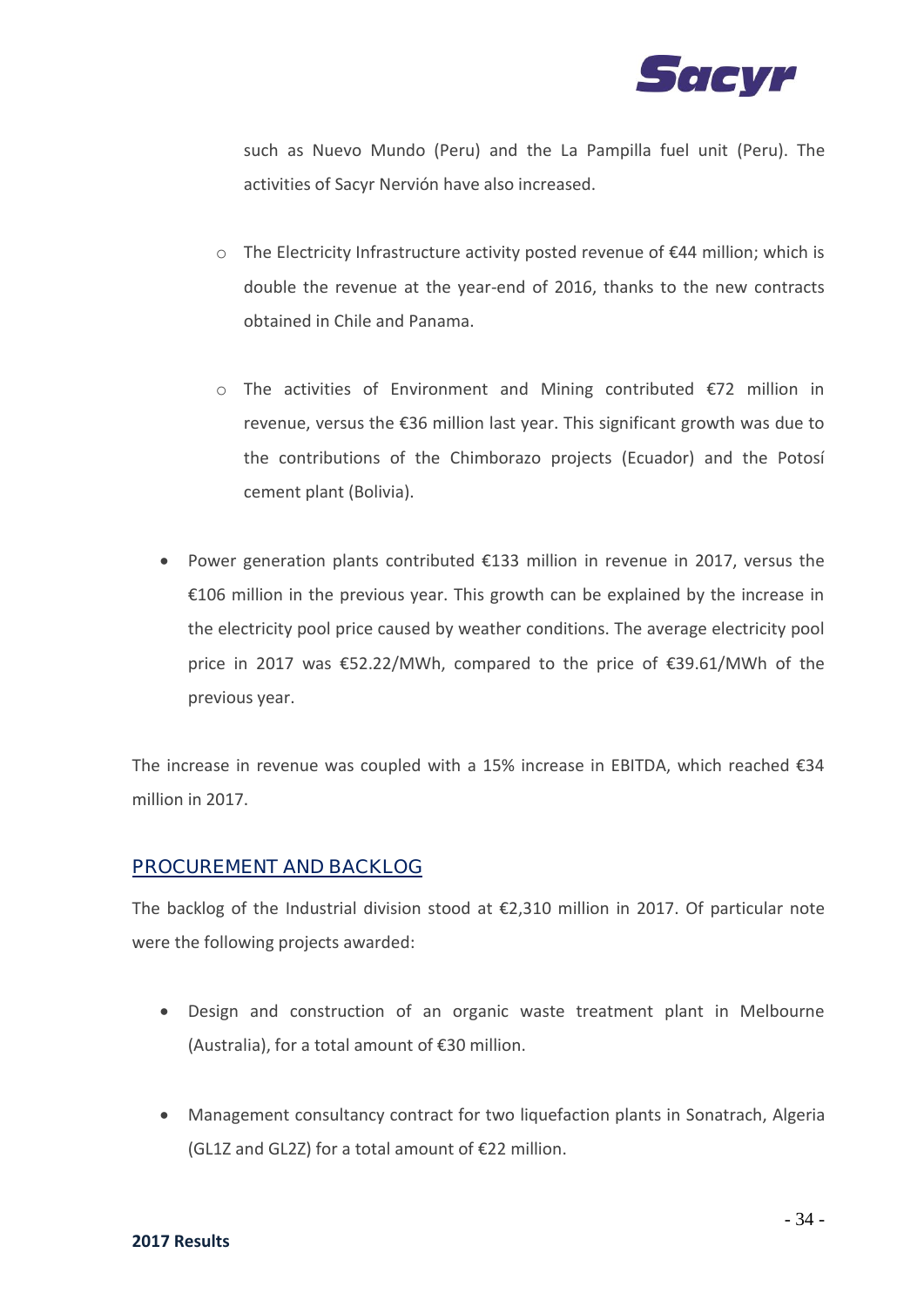such as Nuevo Mundo (Peru) and the La Pampilla fuel unit (Peru). The activities of Sacyr Nervión have also increased.

- The Electricity Infrastructure activity posted revenue of €44 million; which is double the revenue at the year-end of 2016, thanks to the new contracts obtained in Chile and Panama.

- The activities of Environment and Mining contributed €72 million in revenue, versus the €36 million last year. This significant growth was due to the contributions of the Chimborazo projects (Ecuador) and the Potosí cement plant (Bolivia).

- Power generation plants contributed €133 million in revenue in 2017, versus the €106 million in the previous year. This growth can be explained by the increase in the electricity pool price caused by weather conditions. The average electricity pool price in 2017 was €52.22/MWh, compared to the price of €39.61/MWh of the previous year.

The increase in revenue was coupled with a 15% increase in EBITDA, which reached €34 million in 2017.

## PROCUREMENT AND BACKLOG

The backlog of the Industrial division stood at €2,310 million in 2017. Of particular note were the following projects awarded:

- Design and construction of an organic waste treatment plant in Melbourne (Australia), for a total amount of €30 million.

- Management consultancy contract for two liquefaction plants in Sonatrach, Algeria (GL1Z and GL2Z) for a total amount of €22 million.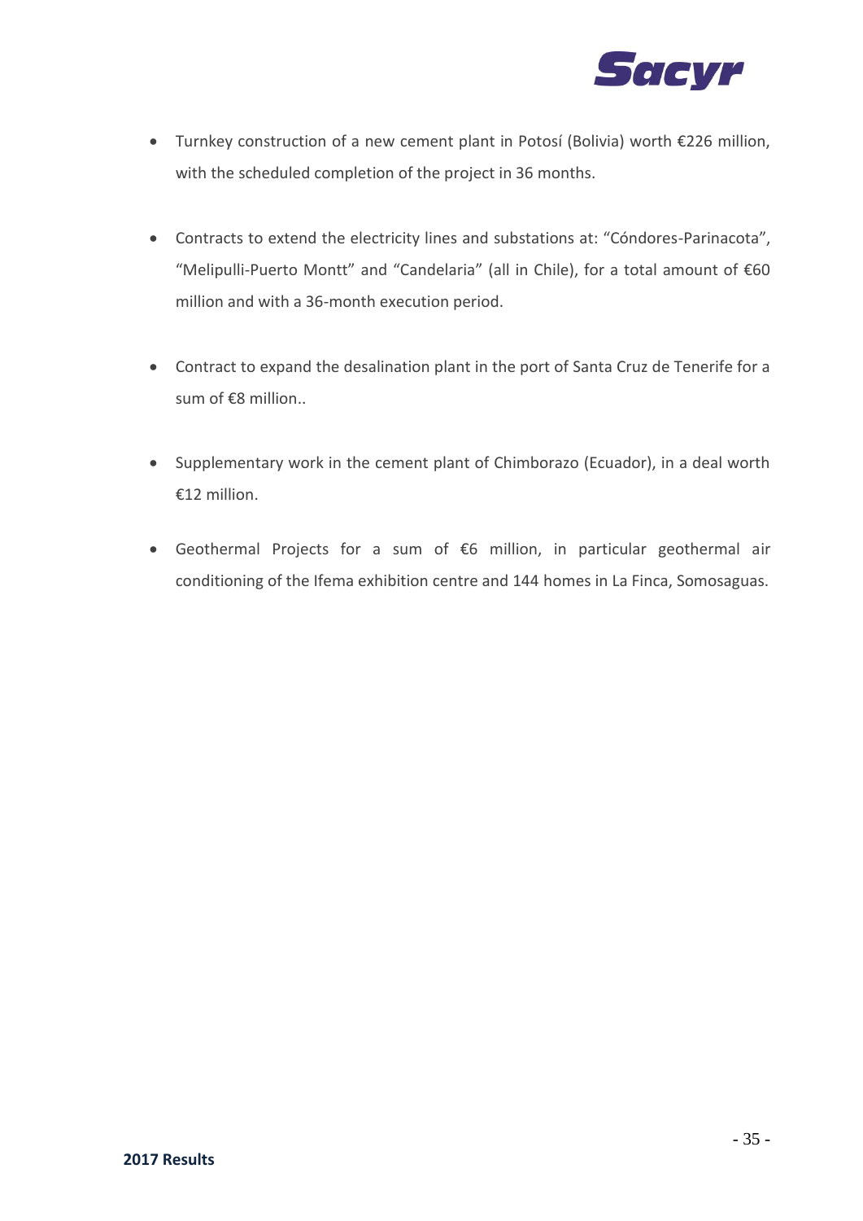- Turnkey construction of a new cement plant in Potosí (Bolivia) worth €226 million, with the scheduled completion of the project in 36 months.

- Contracts to extend the electricity lines and substations at: "Cóndores-Parinacota", "Melipulli-Puerto Montt" and "Candelaria" (all in Chile), for a total amount of €60 million and with a 36-month execution period.

- Contract to expand the desalination plant in the port of Santa Cruz de Tenerife for a sum of €8 million..

- Supplementary work in the cement plant of Chimborazo (Ecuador), in a deal worth €12 million.

- Geothermal Projects for a sum of €6 million, in particular geothermal air conditioning of the Ifema exhibition centre and 144 homes in La Finca, Somosaguas.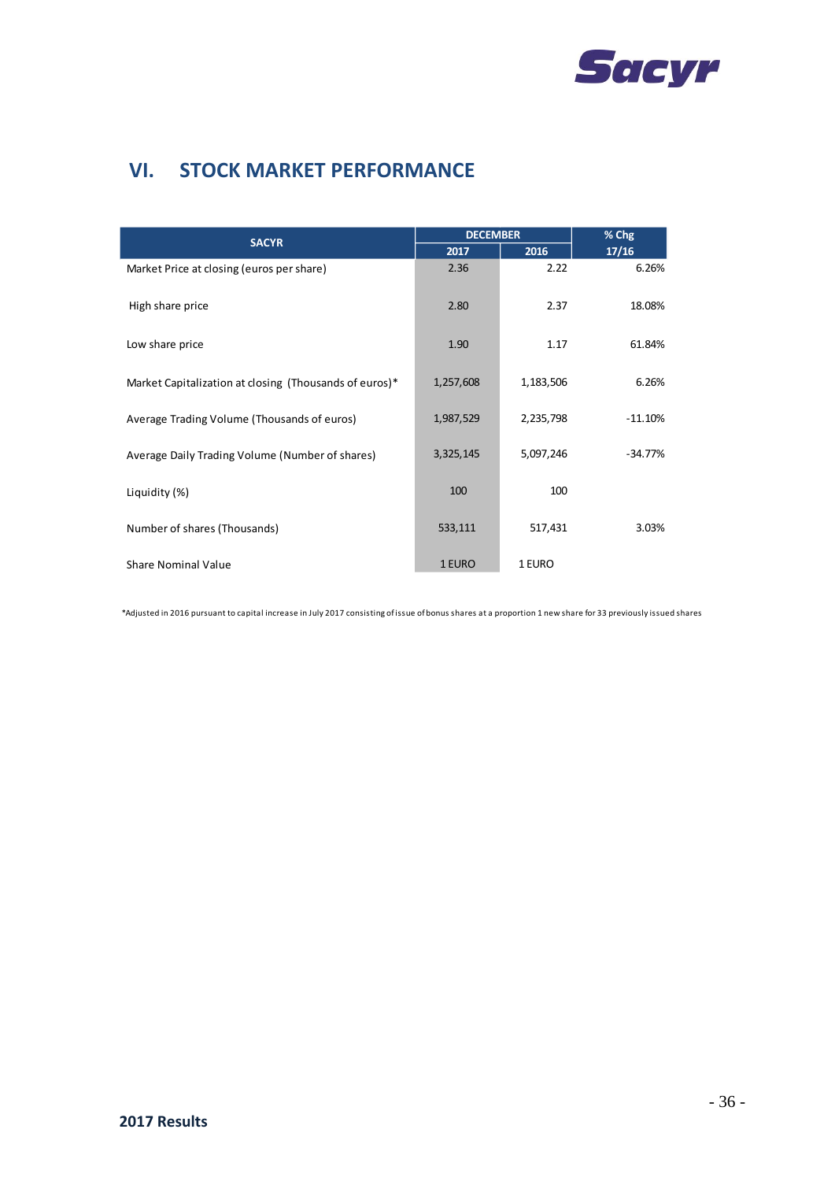## VI. STOCK MARKET PERFORMANCE

| SACYR | DECEMBER | | % Chg |
|---|---|---|---|
| | 2017 | 2016 | 17/16 |
| Market Price at closing (euros per share) | 2.36 | 2.22 | 6.26% |
| High share price | 2.80 | 2.37 | 18.08% |
| Low share price | 1.90 | 1.17 | 61.84% |
| Market Capitalization at closing (Thousands of euros)* | 1,257,608 | 1,183,506 | 6.26% |
| Average Trading Volume (Thousands of euros) | 1,987,529 | 2,235,798 | -11.10% |
| Average Daily Trading Volume (Number of shares) | 3,325,145 | 5,097,246 | -34.77% |
| Liquidity (%) | 100 | 100 | |
| Number of shares (Thousands) | 533,111 | 517,431 | 3.03% |
| Share Nominal Value | 1 EURO | 1 EURO | |

*Adjusted in 2016 pursuant to capital increase in July 2017 consisting of issue of bonus shares at a proportion 1 new share for 33 previously issued shares

**2017 Results**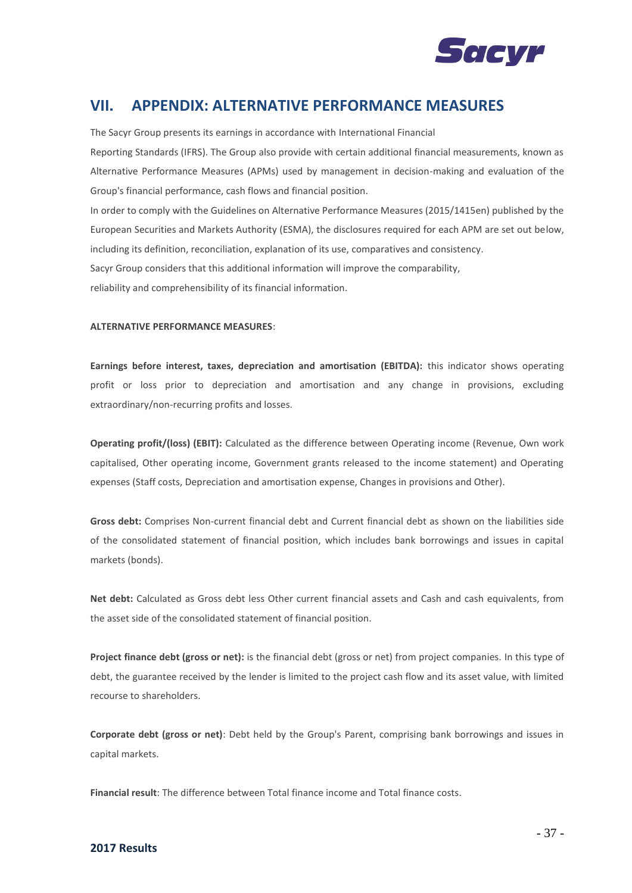## VII. APPENDIX: ALTERNATIVE PERFORMANCE MEASURES

The Sacyr Group presents its earnings in accordance with International Financial Reporting Standards (IFRS). The Group also provide with certain additional financial measurements, known as Alternative Performance Measures (APMs) used by management in decision-making and evaluation of the Group's financial performance, cash flows and financial position.

In order to comply with the Guidelines on Alternative Performance Measures (2015/1415en) published by the European Securities and Markets Authority (ESMA), the disclosures required for each APM are set out below, including its definition, reconciliation, explanation of its use, comparatives and consistency.

Sacyr Group considers that this additional information will improve the comparability, reliability and comprehensibility of its financial information.

**ALTERNATIVE PERFORMANCE MEASURES**:

**Earnings before interest, taxes, depreciation and amortisation (EBITDA):** this indicator shows operating profit or loss prior to depreciation and amortisation and any change in provisions, excluding extraordinary/non-recurring profits and losses.

**Operating profit/(loss) (EBIT):** Calculated as the difference between Operating income (Revenue, Own work capitalised, Other operating income, Government grants released to the income statement) and Operating expenses (Staff costs, Depreciation and amortisation expense, Changes in provisions and Other).

**Gross debt:** Comprises Non-current financial debt and Current financial debt as shown on the liabilities side of the consolidated statement of financial position, which includes bank borrowings and issues in capital markets (bonds).

**Net debt:** Calculated as Gross debt less Other current financial assets and Cash and cash equivalents, from the asset side of the consolidated statement of financial position.

**Project finance debt (gross or net):** is the financial debt (gross or net) from project companies. In this type of debt, the guarantee received by the lender is limited to the project cash flow and its asset value, with limited recourse to shareholders.

**Corporate debt (gross or net)**: Debt held by the Group's Parent, comprising bank borrowings and issues in capital markets.

**Financial result**: The difference between Total finance income and Total finance costs.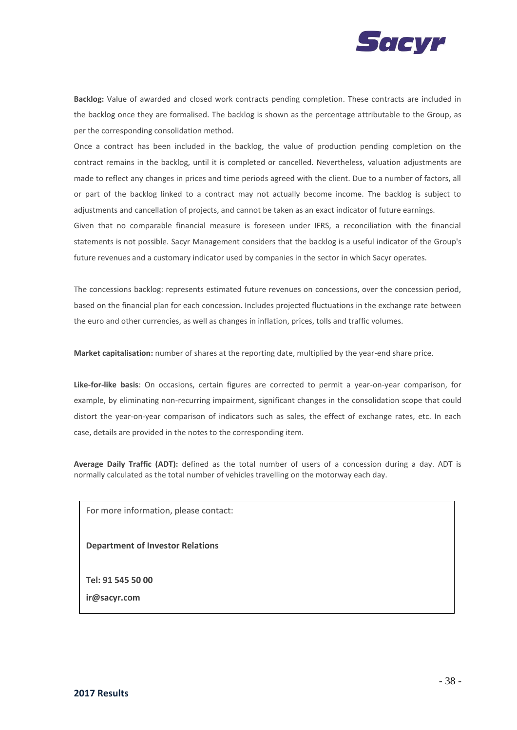**Backlog:** Value of awarded and closed work contracts pending completion. These contracts are included in the backlog once they are formalised. The backlog is shown as the percentage attributable to the Group, as per the corresponding consolidation method.

Once a contract has been included in the backlog, the value of production pending completion on the contract remains in the backlog, until it is completed or cancelled. Nevertheless, valuation adjustments are made to reflect any changes in prices and time periods agreed with the client. Due to a number of factors, all or part of the backlog linked to a contract may not actually become income. The backlog is subject to adjustments and cancellation of projects, and cannot be taken as an exact indicator of future earnings.

Given that no comparable financial measure is foreseen under IFRS, a reconciliation with the financial statements is not possible. Sacyr Management considers that the backlog is a useful indicator of the Group's future revenues and a customary indicator used by companies in the sector in which Sacyr operates.

The concessions backlog: represents estimated future revenues on concessions, over the concession period, based on the financial plan for each concession. Includes projected fluctuations in the exchange rate between the euro and other currencies, as well as changes in inflation, prices, tolls and traffic volumes.

**Market capitalisation:** number of shares at the reporting date, multiplied by the year-end share price.

**Like-for-like basis**: On occasions, certain figures are corrected to permit a year-on-year comparison, for example, by eliminating non-recurring impairment, significant changes in the consolidation scope that could distort the year-on-year comparison of indicators such as sales, the effect of exchange rates, etc. In each case, details are provided in the notes to the corresponding item.

**Average Daily Traffic (ADT):** defined as the total number of users of a concession during a day. ADT is normally calculated as the total number of vehicles travelling on the motorway each day.

For more information, please contact:

**Department of Investor Relations**

**Tel: 91 545 50 00**

**ir@sacyr.com**